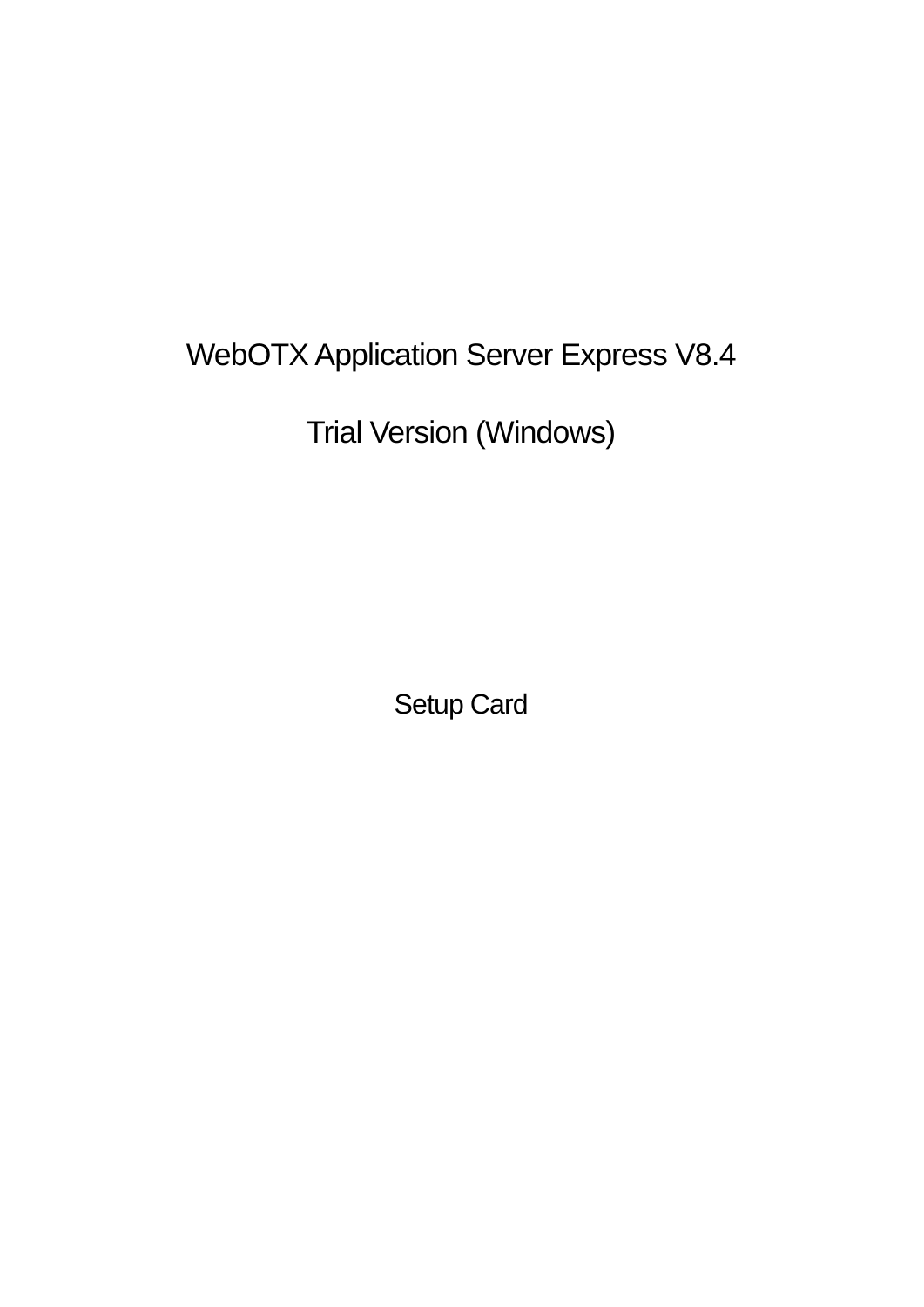# WebOTX Application Server Express V8.4

# Trial Version (Windows)

## Setup Card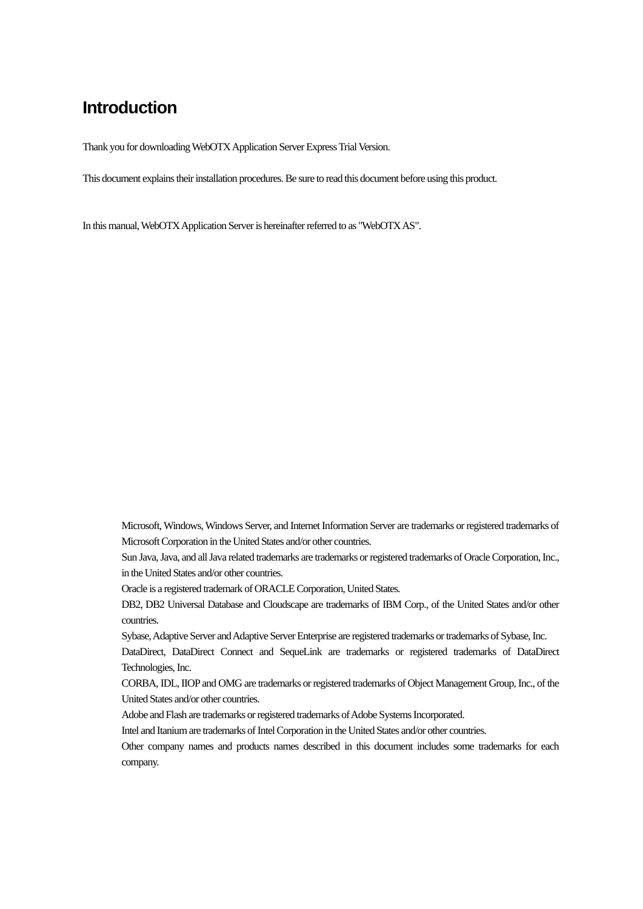# Introduction

Thank you for downloading WebOTX Application Server Express Trial Version.

This document explains their installation procedures. Be sure to read this document before using this product.

In this manual, WebOTX Application Server is hereinafter referred to as "WebOTX AS".

Microsoft, Windows, Windows Server, and Internet Information Server are trademarks or registered trademarks of Microsoft Corporation in the United States and/or other countries.
Sun Java, Java, and all Java related trademarks are trademarks or registered trademarks of Oracle Corporation, Inc., in the United States and/or other countries.
Oracle is a registered trademark of ORACLE Corporation, United States.
DB2, DB2 Universal Database and Cloudscape are trademarks of IBM Corp., of the United States and/or other countries.
Sybase, Adaptive Server and Adaptive Server Enterprise are registered trademarks or trademarks of Sybase, Inc.
DataDirect, DataDirect Connect and SequeLink are trademarks or registered trademarks of DataDirect Technologies, Inc.
CORBA, IDL, IIOP and OMG are trademarks or registered trademarks of Object Management Group, Inc., of the United States and/or other countries.
Adobe and Flash are trademarks or registered trademarks of Adobe Systems Incorporated.
Intel and Itanium are trademarks of Intel Corporation in the United States and/or other countries.
Other company names and products names described in this document includes some trademarks for each company.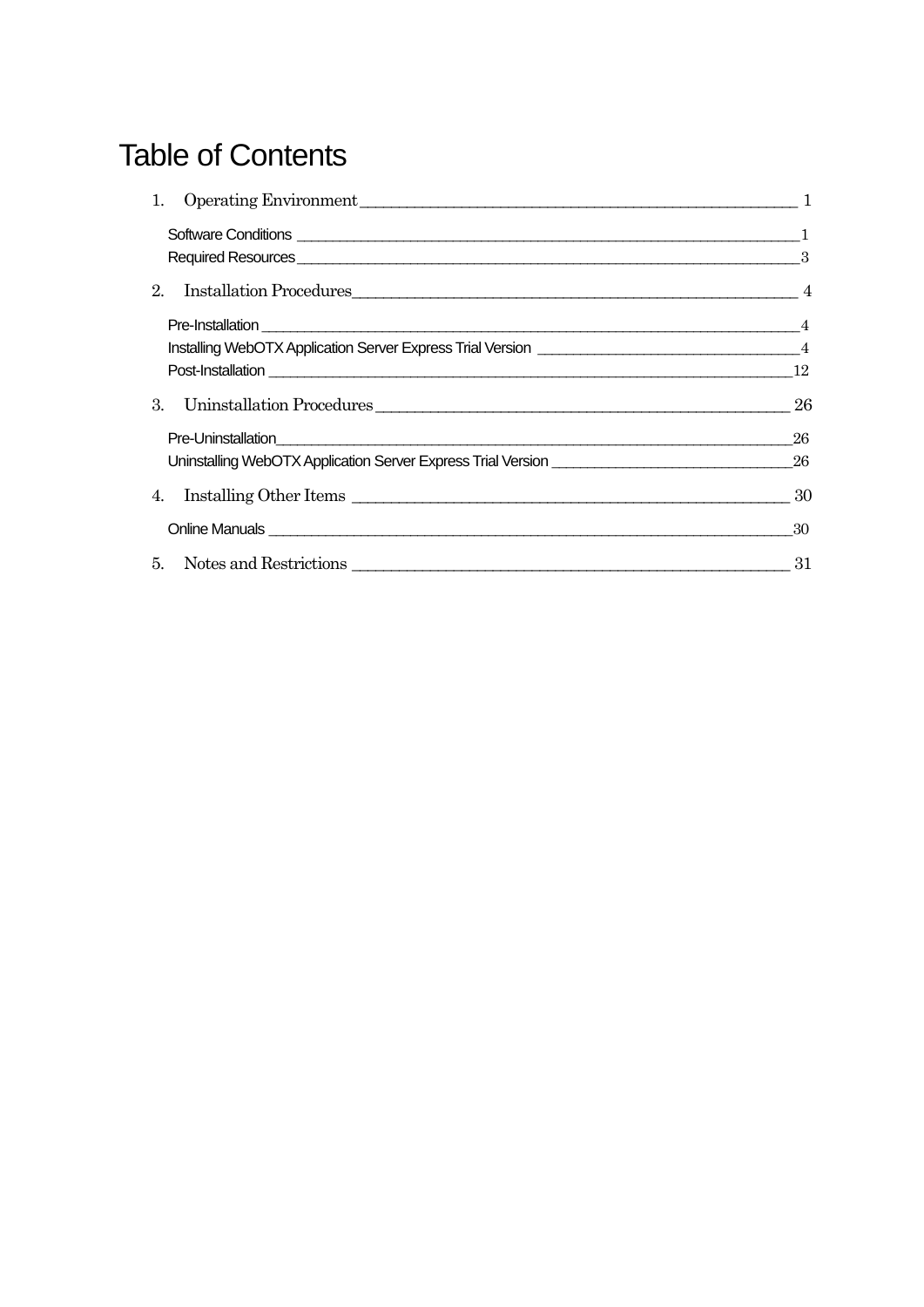# Table of Contents

1. Operating Environment ____________________________________ 1

   Software Conditions ____________________________________ 1
   Required Resources ____________________________________ 3

2. Installation Procedures ____________________________________ 4

   Pre-Installation ____________________________________ 4
   Installing WebOTX Application Server Express Trial Version ____________________ 4
   Post-Installation ____________________________________ 12

3. Uninstallation Procedures ____________________________________ 26

   Pre-Uninstallation ____________________________________ 26
   Uninstalling WebOTX Application Server Express Trial Version ____________________ 26

4. Installing Other Items ____________________________________ 30

   Online Manuals ____________________________________ 30

5. Notes and Restrictions ____________________________________ 31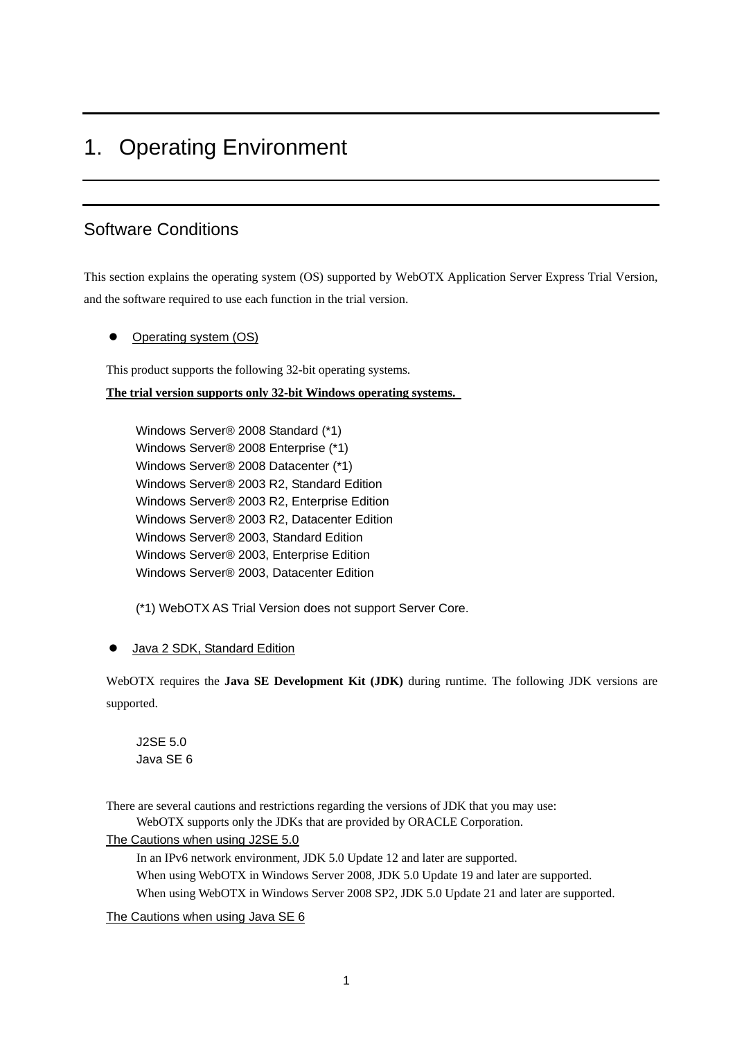# 1. Operating Environment

## Software Conditions

This section explains the operating system (OS) supported by WebOTX Application Server Express Trial Version, and the software required to use each function in the trial version.

- Operating system (OS)

This product supports the following 32-bit operating systems.

**The trial version supports only 32-bit Windows operating systems.**

Windows Server® 2008 Standard (*1)
Windows Server® 2008 Enterprise (*1)
Windows Server® 2008 Datacenter (*1)
Windows Server® 2003 R2, Standard Edition
Windows Server® 2003 R2, Enterprise Edition
Windows Server® 2003 R2, Datacenter Edition
Windows Server® 2003, Standard Edition
Windows Server® 2003, Enterprise Edition
Windows Server® 2003, Datacenter Edition

(*1) WebOTX AS Trial Version does not support Server Core.

- Java 2 SDK, Standard Edition

WebOTX requires the **Java SE Development Kit (JDK)** during runtime. The following JDK versions are supported.

J2SE 5.0
Java SE 6

There are several cautions and restrictions regarding the versions of JDK that you may use:

WebOTX supports only the JDKs that are provided by ORACLE Corporation.

The Cautions when using J2SE 5.0

In an IPv6 network environment, JDK 5.0 Update 12 and later are supported.
When using WebOTX in Windows Server 2008, JDK 5.0 Update 19 and later are supported.
When using WebOTX in Windows Server 2008 SP2, JDK 5.0 Update 21 and later are supported.

The Cautions when using Java SE 6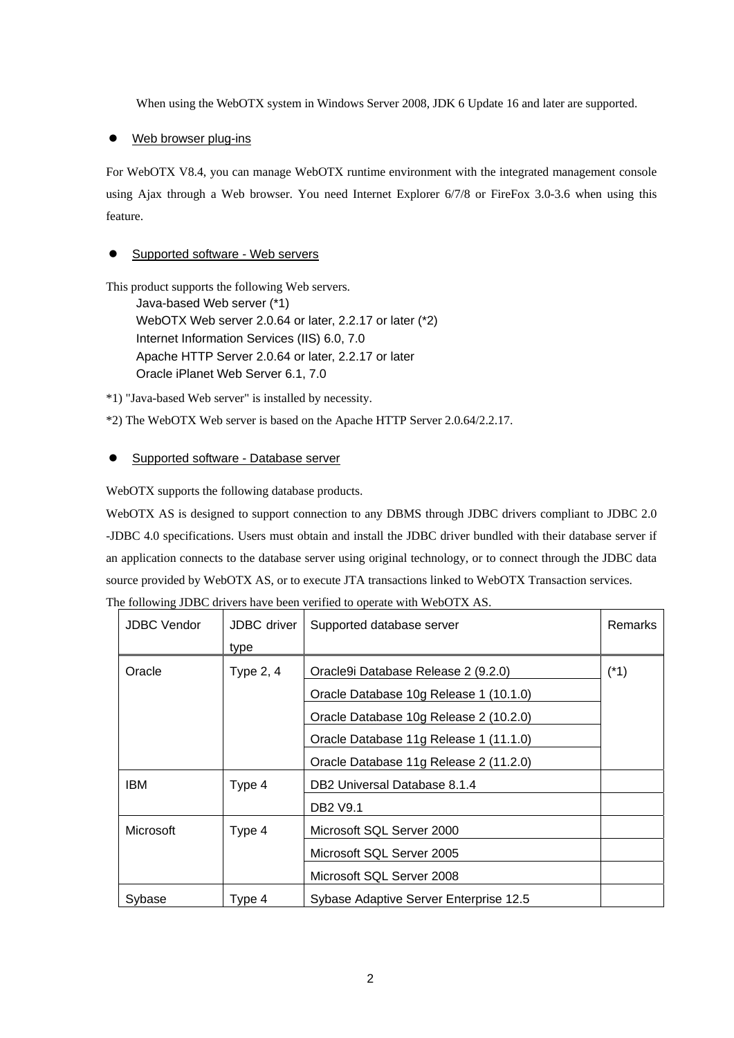When using the WebOTX system in Windows Server 2008, JDK 6 Update 16 and later are supported.

- Web browser plug-ins

For WebOTX V8.4, you can manage WebOTX runtime environment with the integrated management console using Ajax through a Web browser. You need Internet Explorer 6/7/8 or FireFox 3.0-3.6 when using this feature.

- Supported software - Web servers

This product supports the following Web servers.

Java-based Web server (*1)
WebOTX Web server 2.0.64 or later, 2.2.17 or later (*2)
Internet Information Services (IIS) 6.0, 7.0
Apache HTTP Server 2.0.64 or later, 2.2.17 or later
Oracle iPlanet Web Server 6.1, 7.0

*1) "Java-based Web server" is installed by necessity.

*2) The WebOTX Web server is based on the Apache HTTP Server 2.0.64/2.2.17.

- Supported software - Database server

WebOTX supports the following database products.

WebOTX AS is designed to support connection to any DBMS through JDBC drivers compliant to JDBC 2.0 -JDBC 4.0 specifications. Users must obtain and install the JDBC driver bundled with their database server if an application connects to the database server using original technology, or to connect through the JDBC data source provided by WebOTX AS, or to execute JTA transactions linked to WebOTX Transaction services.

The following JDBC drivers have been verified to operate with WebOTX AS.

| JDBC Vendor | JDBC driver type | Supported database server | Remarks |
|---|---|---|---|
| Oracle | Type 2, 4 | Oracle9i Database Release 2 (9.2.0) | (*1) |
| | | Oracle Database 10g Release 1 (10.1.0) | |
| | | Oracle Database 10g Release 2 (10.2.0) | |
| | | Oracle Database 11g Release 1 (11.1.0) | |
| | | Oracle Database 11g Release 2 (11.2.0) | |
| IBM | Type 4 | DB2 Universal Database 8.1.4 | |
| | | DB2 V9.1 | |
| Microsoft | Type 4 | Microsoft SQL Server 2000 | |
| | | Microsoft SQL Server 2005 | |
| | | Microsoft SQL Server 2008 | |
| Sybase | Type 4 | Sybase Adaptive Server Enterprise 12.5 | |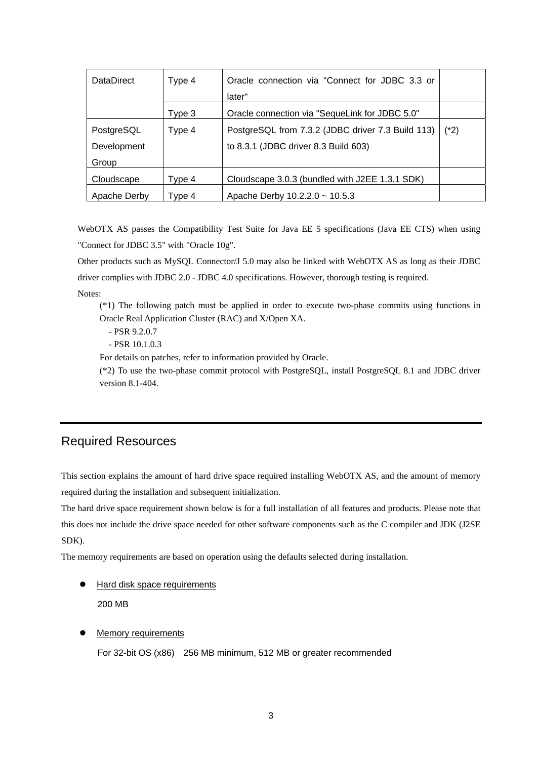| DataDirect | Type 4 | Oracle connection via "Connect for JDBC 3.3 or later" | |
| --- | --- | --- | --- |
| | Type 3 | Oracle connection via "SequeLink for JDBC 5.0" | |
| PostgreSQL Development Group | Type 4 | PostgreSQL from 7.3.2 (JDBC driver 7.3 Build 113) to 8.3.1 (JDBC driver 8.3 Build 603) | (*2) |
| Cloudscape | Type 4 | Cloudscape 3.0.3 (bundled with J2EE 1.3.1 SDK) | |
| Apache Derby | Type 4 | Apache Derby 10.2.2.0 ~ 10.5.3 | |

WebOTX AS passes the Compatibility Test Suite for Java EE 5 specifications (Java EE CTS) when using "Connect for JDBC 3.5" with "Oracle 10g".

Other products such as MySQL Connector/J 5.0 may also be linked with WebOTX AS as long as their JDBC driver complies with JDBC 2.0 - JDBC 4.0 specifications. However, thorough testing is required.

Notes:

(*1) The following patch must be applied in order to execute two-phase commits using functions in Oracle Real Application Cluster (RAC) and X/Open XA.

- PSR 9.2.0.7
- PSR 10.1.0.3

For details on patches, refer to information provided by Oracle.

(*2) To use the two-phase commit protocol with PostgreSQL, install PostgreSQL 8.1 and JDBC driver version 8.1-404.

## Required Resources

This section explains the amount of hard drive space required installing WebOTX AS, and the amount of memory required during the installation and subsequent initialization.

The hard drive space requirement shown below is for a full installation of all features and products. Please note that this does not include the drive space needed for other software components such as the C compiler and JDK (J2SE SDK).

The memory requirements are based on operation using the defaults selected during installation.

- Hard disk space requirements

  200 MB

- Memory requirements

  For 32-bit OS (x86)　256 MB minimum, 512 MB or greater recommended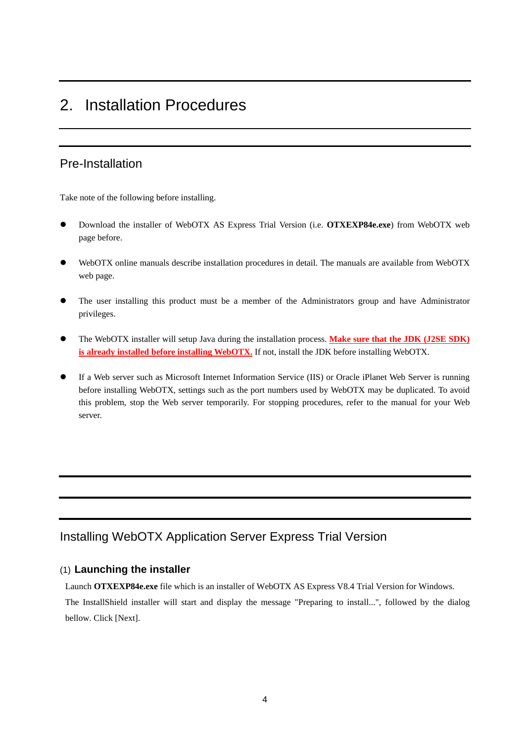# 2. Installation Procedures

## Pre-Installation

Take note of the following before installing.

- Download the installer of WebOTX AS Express Trial Version (i.e. **OTXEXP84e.exe**) from WebOTX web page before.
- WebOTX online manuals describe installation procedures in detail. The manuals are available from WebOTX web page.
- The user installing this product must be a member of the Administrators group and have Administrator privileges.
- The WebOTX installer will setup Java during the installation process. **Make sure that the JDK (J2SE SDK) is already installed before installing WebOTX.** If not, install the JDK before installing WebOTX.
- If a Web server such as Microsoft Internet Information Service (IIS) or Oracle iPlanet Web Server is running before installing WebOTX, settings such as the port numbers used by WebOTX may be duplicated. To avoid this problem, stop the Web server temporarily. For stopping procedures, refer to the manual for your Web server.

## Installing WebOTX Application Server Express Trial Version

### (1) Launching the installer

Launch **OTXEXP84e.exe** file which is an installer of WebOTX AS Express V8.4 Trial Version for Windows. The InstallShield installer will start and display the message "Preparing to install...", followed by the dialog bellow. Click [Next].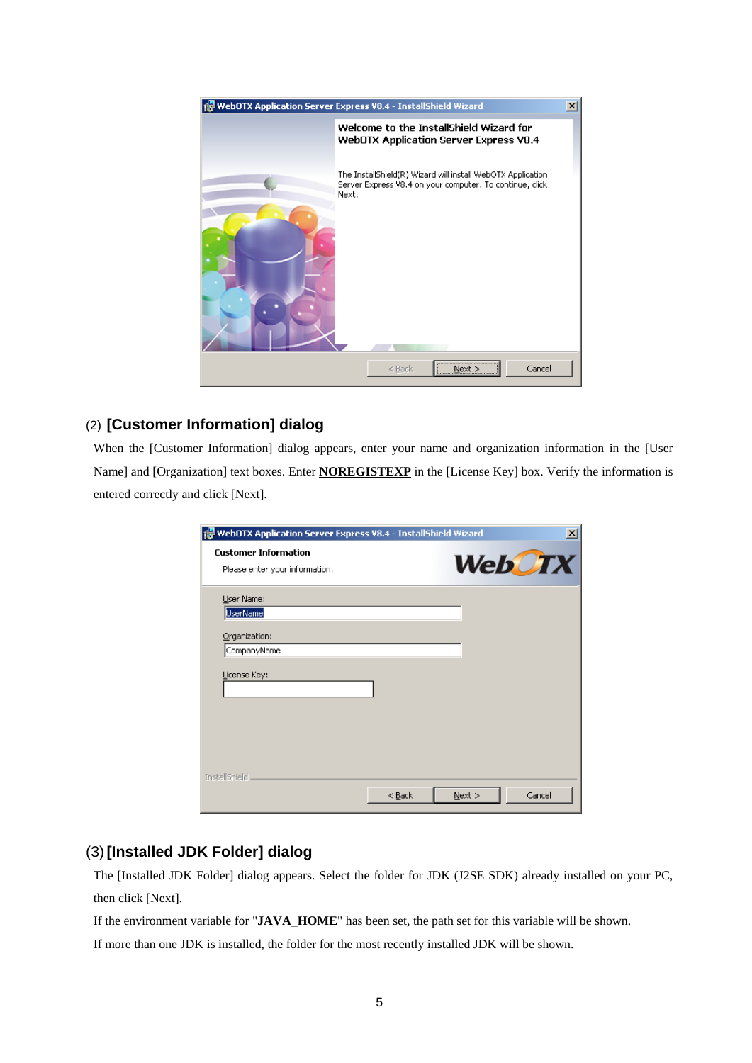## (2) [Customer Information] dialog

When the [Customer Information] dialog appears, enter your name and organization information in the [User Name] and [Organization] text boxes. Enter **NOREGISTEXP** in the [License Key] box. Verify the information is entered correctly and click [Next].

## (3) [Installed JDK Folder] dialog

The [Installed JDK Folder] dialog appears. Select the folder for JDK (J2SE SDK) already installed on your PC, then click [Next].

If the environment variable for "**JAVA_HOME**" has been set, the path set for this variable will be shown.

If more than one JDK is installed, the folder for the most recently installed JDK will be shown.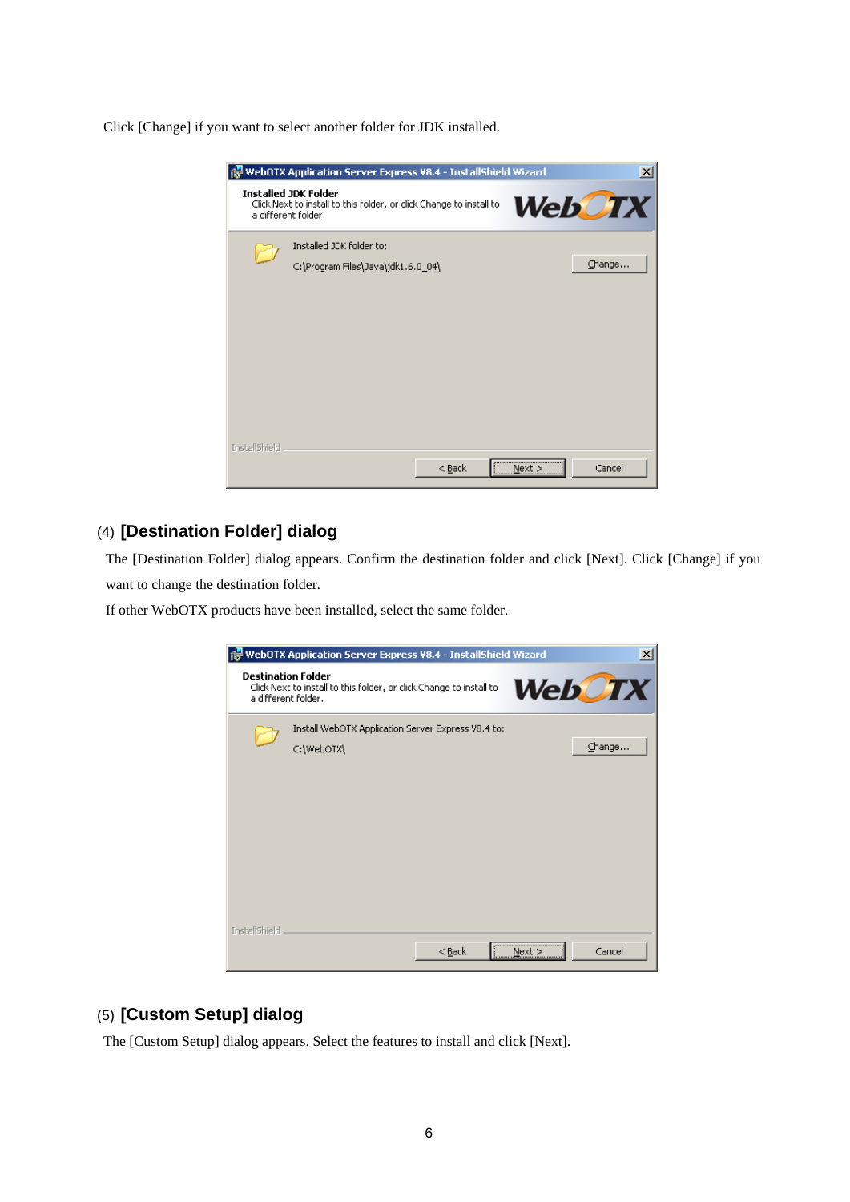Click [Change] if you want to select another folder for JDK installed.

### (4) [Destination Folder] dialog

The [Destination Folder] dialog appears. Confirm the destination folder and click [Next]. Click [Change] if you want to change the destination folder.

If other WebOTX products have been installed, select the same folder.

### (5) [Custom Setup] dialog

The [Custom Setup] dialog appears. Select the features to install and click [Next].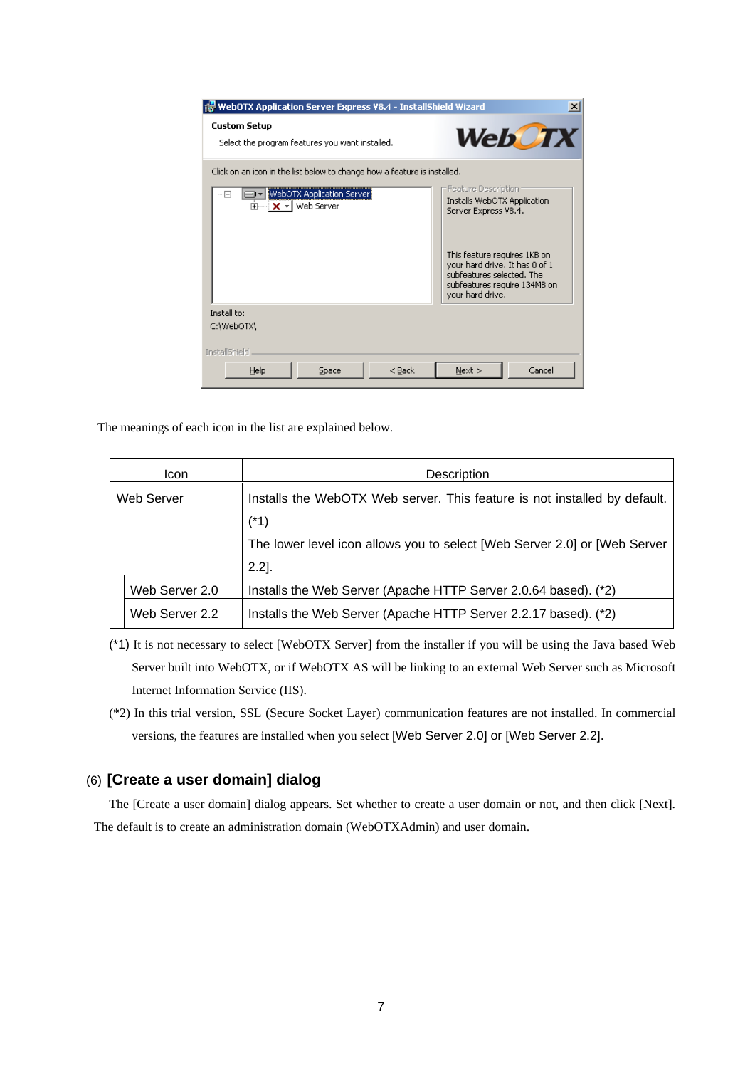The meanings of each icon in the list are explained below.

| Icon | | Description |
|---|---|---|
| Web Server | | Installs the WebOTX Web server. This feature is not installed by default. (*1)<br>The lower level icon allows you to select [Web Server 2.0] or [Web Server 2.2]. |
| | Web Server 2.0 | Installs the Web Server (Apache HTTP Server 2.0.64 based). (*2) |
| | Web Server 2.2 | Installs the Web Server (Apache HTTP Server 2.2.17 based). (*2) |

(*1) It is not necessary to select [WebOTX Server] from the installer if you will be using the Java based Web Server built into WebOTX, or if WebOTX AS will be linking to an external Web Server such as Microsoft Internet Information Service (IIS).

(*2) In this trial version, SSL (Secure Socket Layer) communication features are not installed. In commercial versions, the features are installed when you select [Web Server 2.0] or [Web Server 2.2].

### (6) [Create a user domain] dialog

The [Create a user domain] dialog appears. Set whether to create a user domain or not, and then click [Next]. The default is to create an administration domain (WebOTXAdmin) and user domain.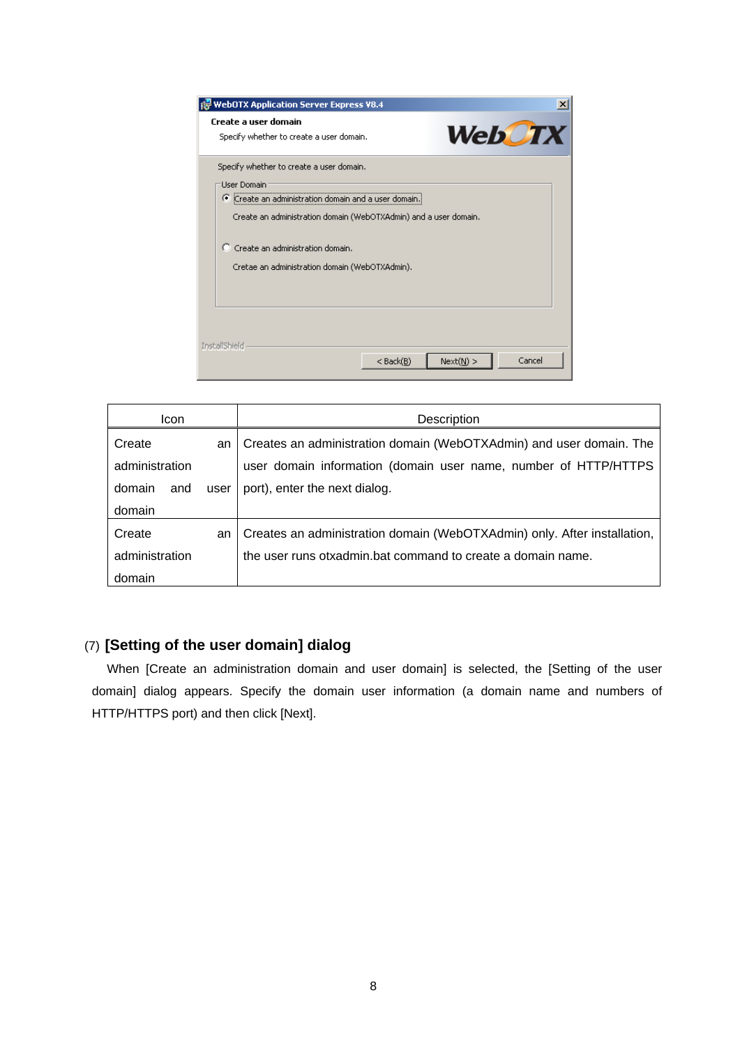| Icon | Description |
|---|---|
| Create an administration domain and user domain | Creates an administration domain (WebOTXAdmin) and user domain. The user domain information (domain user name, number of HTTP/HTTPS port), enter the next dialog. |
| Create an administration domain | Creates an administration domain (WebOTXAdmin) only. After installation, the user runs otxadmin.bat command to create a domain name. |

(7) **[Setting of the user domain] dialog**

When [Create an administration domain and user domain] is selected, the [Setting of the user domain] dialog appears. Specify the domain user information (a domain name and numbers of HTTP/HTTPS port) and then click [Next].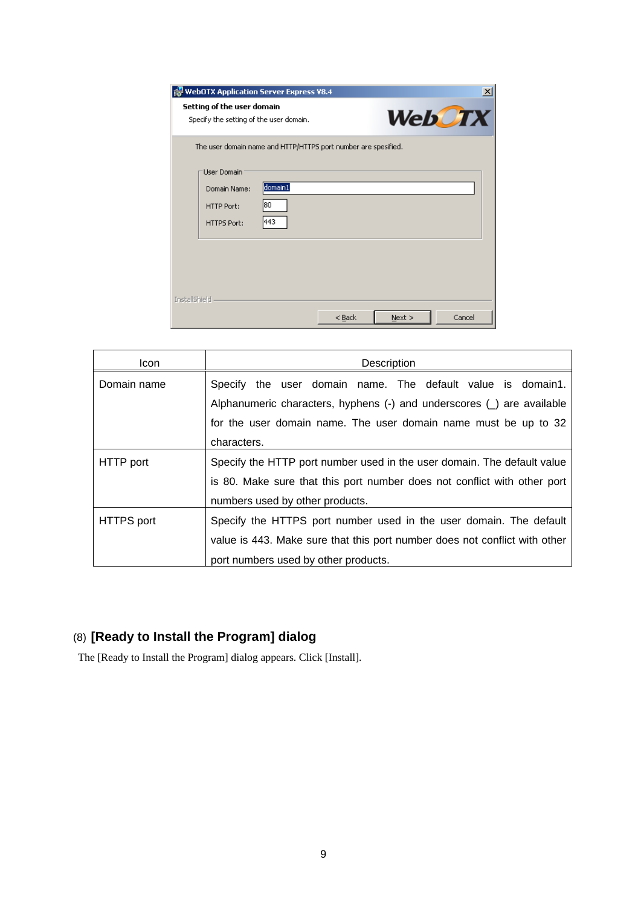| Icon | Description |
| --- | --- |
| Domain name | Specify the user domain name. The default value is domain1. Alphanumeric characters, hyphens (-) and underscores (_) are available for the user domain name. The user domain name must be up to 32 characters. |
| HTTP port | Specify the HTTP port number used in the user domain. The default value is 80. Make sure that this port number does not conflict with other port numbers used by other products. |
| HTTPS port | Specify the HTTPS port number used in the user domain. The default value is 443. Make sure that this port number does not conflict with other port numbers used by other products. |

### (8) [Ready to Install the Program] dialog

The [Ready to Install the Program] dialog appears. Click [Install].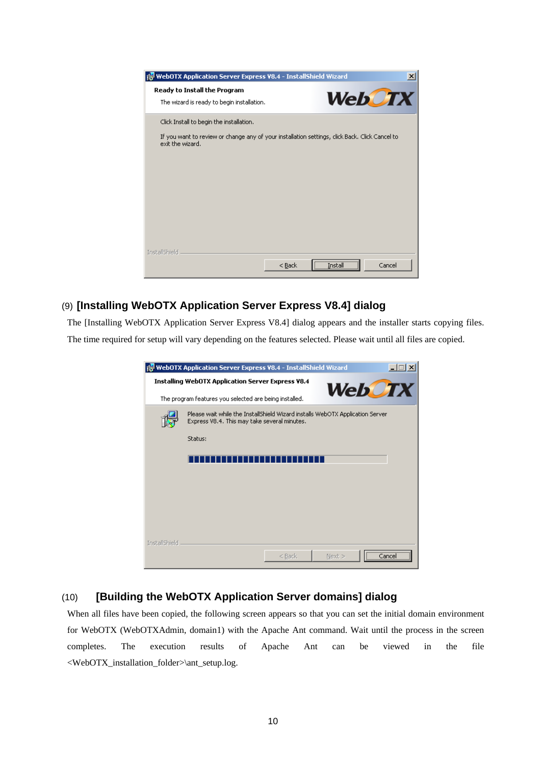(9) **[Installing WebOTX Application Server Express V8.4] dialog**

The [Installing WebOTX Application Server Express V8.4] dialog appears and the installer starts copying files. The time required for setup will vary depending on the features selected. Please wait until all files are copied.

(10) **[Building the WebOTX Application Server domains] dialog**

When all files have been copied, the following screen appears so that you can set the initial domain environment for WebOTX (WebOTXAdmin, domain1) with the Apache Ant command. Wait until the process in the screen completes. The execution results of Apache Ant can be viewed in the file <WebOTX_installation_folder>\ant_setup.log.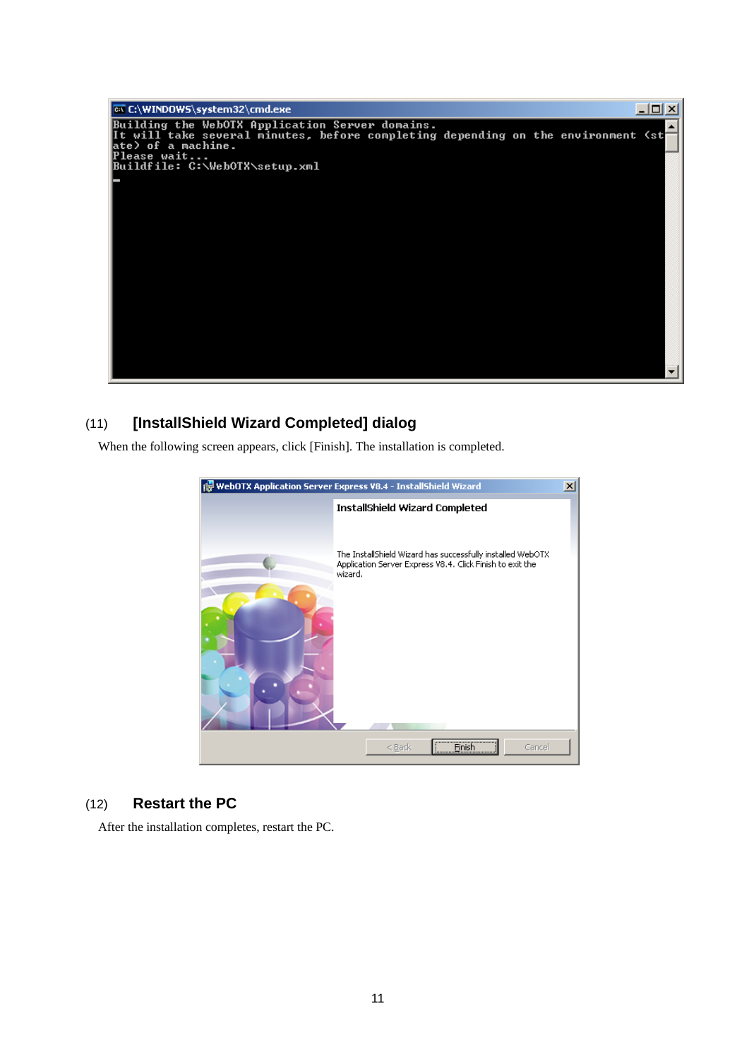(11) **[InstallShield Wizard Completed] dialog**

When the following screen appears, click [Finish]. The installation is completed.

(12) **Restart the PC**

After the installation completes, restart the PC.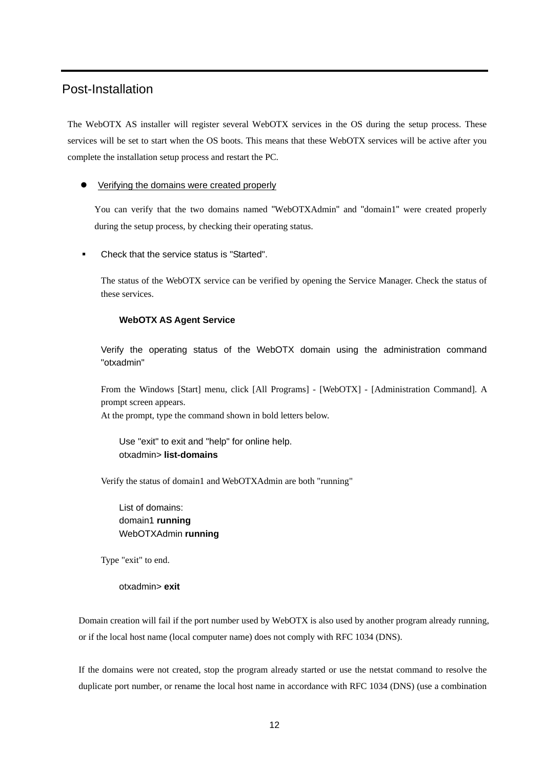## Post-Installation

The WebOTX AS installer will register several WebOTX services in the OS during the setup process. These services will be set to start when the OS boots. This means that these WebOTX services will be active after you complete the installation setup process and restart the PC.

- Verifying the domains were created properly

  You can verify that the two domains named "WebOTXAdmin" and "domain1" were created properly during the setup process, by checking their operating status.

- Check that the service status is "Started".

  The status of the WebOTX service can be verified by opening the Service Manager. Check the status of these services.

  **WebOTX AS Agent Service**

  Verify the operating status of the WebOTX domain using the administration command "otxadmin"

  From the Windows [Start] menu, click [All Programs] - [WebOTX] - [Administration Command]. A prompt screen appears.
  At the prompt, type the command shown in bold letters below.

  Use "exit" to exit and "help" for online help.
  otxadmin> **list-domains**

  Verify the status of domain1 and WebOTXAdmin are both "running"

  List of domains:
  domain1 **running**
  WebOTXAdmin **running**

  Type "exit" to end.

  otxadmin> **exit**

Domain creation will fail if the port number used by WebOTX is also used by another program already running, or if the local host name (local computer name) does not comply with RFC 1034 (DNS).

If the domains were not created, stop the program already started or use the netstat command to resolve the duplicate port number, or rename the local host name in accordance with RFC 1034 (DNS) (use a combination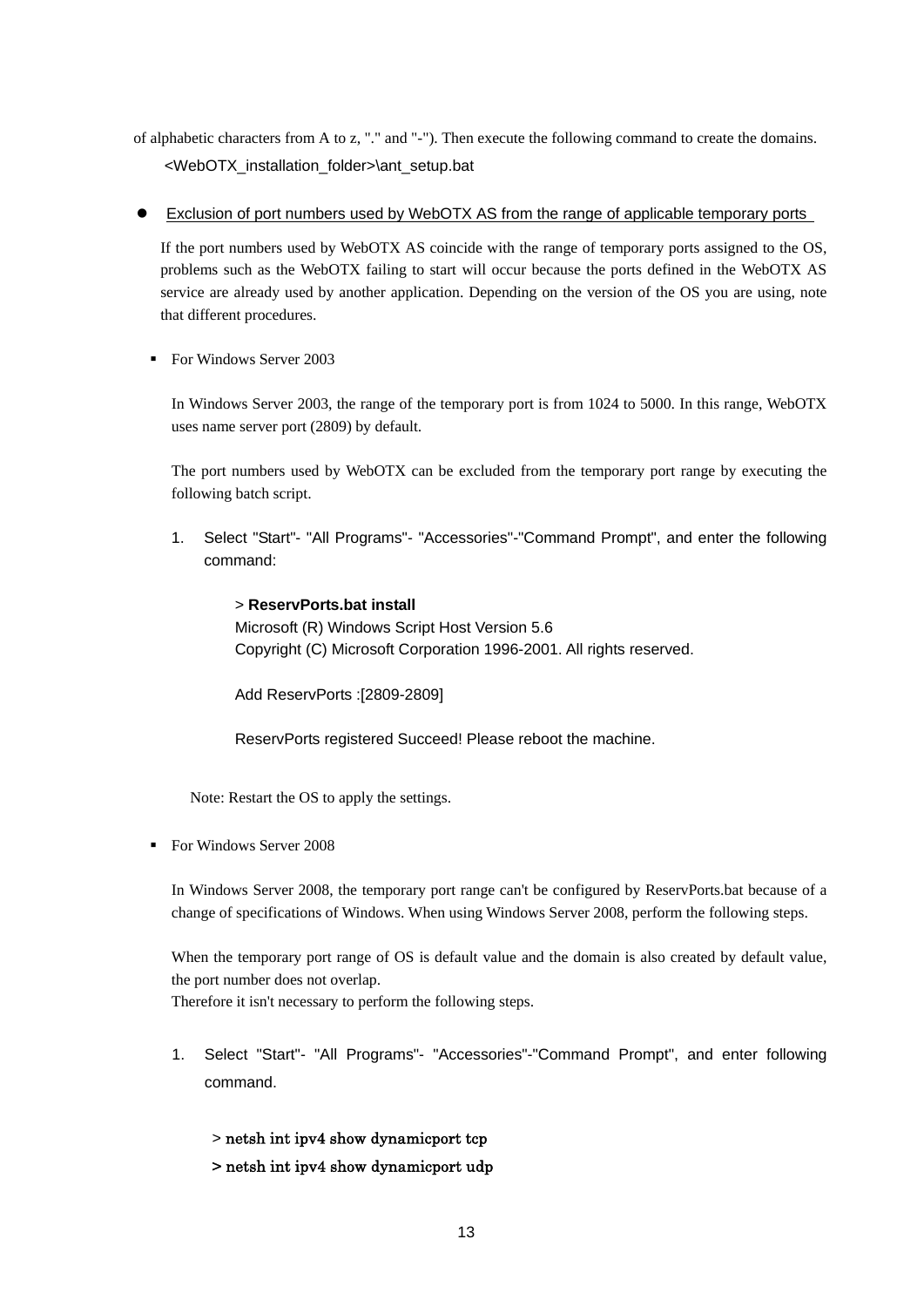of alphabetic characters from A to z, "." and "-"). Then execute the following command to create the domains.

```
<WebOTX_installation_folder>\ant_setup.bat
```

- Exclusion of port numbers used by WebOTX AS from the range of applicable temporary ports

  If the port numbers used by WebOTX AS coincide with the range of temporary ports assigned to the OS, problems such as the WebOTX failing to start will occur because the ports defined in the WebOTX AS service are already used by another application. Depending on the version of the OS you are using, note that different procedures.

  - For Windows Server 2003

    In Windows Server 2003, the range of the temporary port is from 1024 to 5000. In this range, WebOTX uses name server port (2809) by default.

    The port numbers used by WebOTX can be excluded from the temporary port range by executing the following batch script.

    1. Select "Start"- "All Programs"- "Accessories"-"Command Prompt", and enter the following command:

```
> ReservPorts.bat install
Microsoft (R) Windows Script Host Version 5.6
Copyright (C) Microsoft Corporation 1996-2001. All rights reserved.

Add ReservPorts :[2809-2809]

ReservPorts registered Succeed! Please reboot the machine.
```

    Note: Restart the OS to apply the settings.

  - For Windows Server 2008

    In Windows Server 2008, the temporary port range can't be configured by ReservPorts.bat because of a change of specifications of Windows. When using Windows Server 2008, perform the following steps.

    When the temporary port range of OS is default value and the domain is also created by default value, the port number does not overlap.
    Therefore it isn't necessary to perform the following steps.

    1. Select "Start"- "All Programs"- "Accessories"-"Command Prompt", and enter following command.

```
> netsh int ipv4 show dynamicport tcp
> netsh int ipv4 show dynamicport udp
```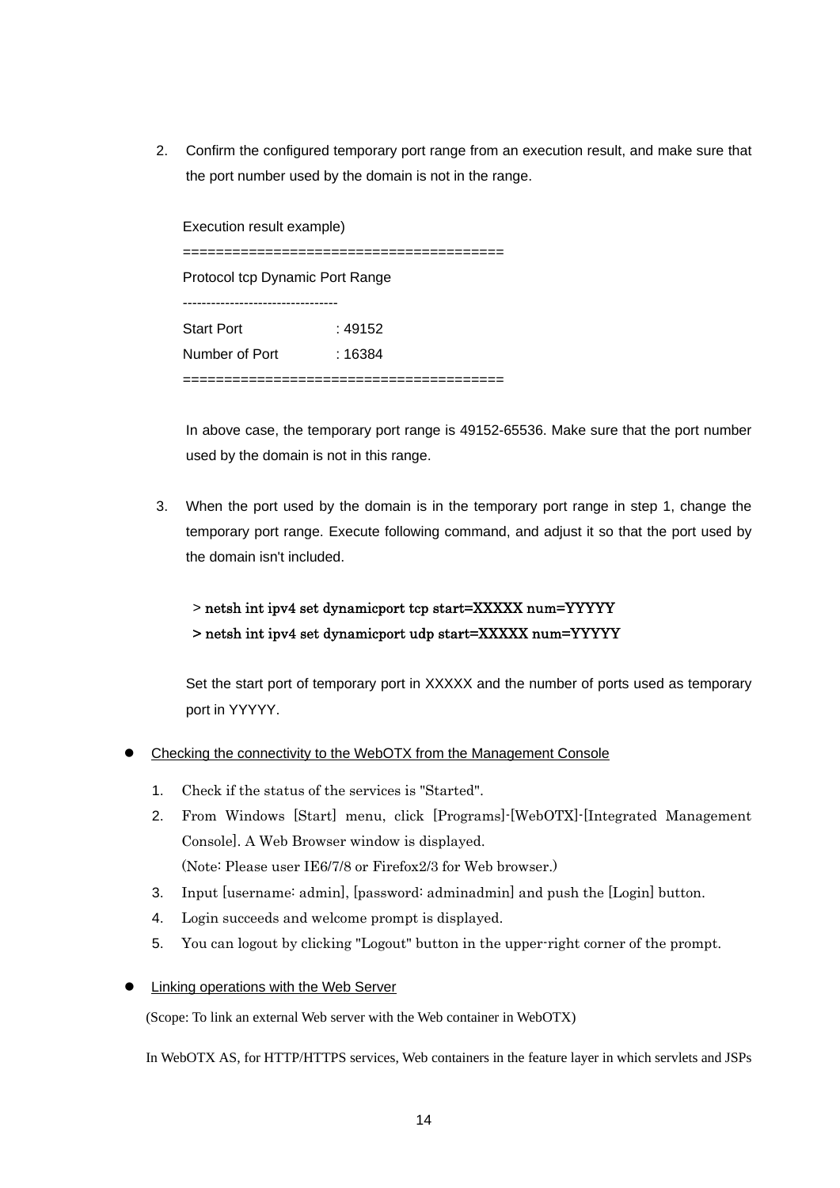2. Confirm the configured temporary port range from an execution result, and make sure that the port number used by the domain is not in the range.

   Execution result example)

   ```
   =====================================
   Protocol tcp Dynamic Port Range
   ---------------------------------
   Start Port          : 49152
   Number of Port      : 16384
   =====================================
   ```

   In above case, the temporary port range is 49152-65536. Make sure that the port number used by the domain is not in this range.

3. When the port used by the domain is in the temporary port range in step 1, change the temporary port range. Execute following command, and adjust it so that the port used by the domain isn't included.

   ```
   > netsh int ipv4 set dynamicport tcp start=XXXXX num=YYYYY
   > netsh int ipv4 set dynamicport udp start=XXXXX num=YYYYY
   ```

   Set the start port of temporary port in XXXXX and the number of ports used as temporary port in YYYYY.

- Checking the connectivity to the WebOTX from the Management Console

1. Check if the status of the services is "Started".
2. From Windows [Start] menu, click [Programs]-[WebOTX]-[Integrated Management Console]. A Web Browser window is displayed.
   (Note: Please user IE6/7/8 or Firefox2/3 for Web browser.)
3. Input [username: admin], [password: adminadmin] and push the [Login] button.
4. Login succeeds and welcome prompt is displayed.
5. You can logout by clicking "Logout" button in the upper-right corner of the prompt.

- Linking operations with the Web Server

(Scope: To link an external Web server with the Web container in WebOTX)

In WebOTX AS, for HTTP/HTTPS services, Web containers in the feature layer in which servlets and JSPs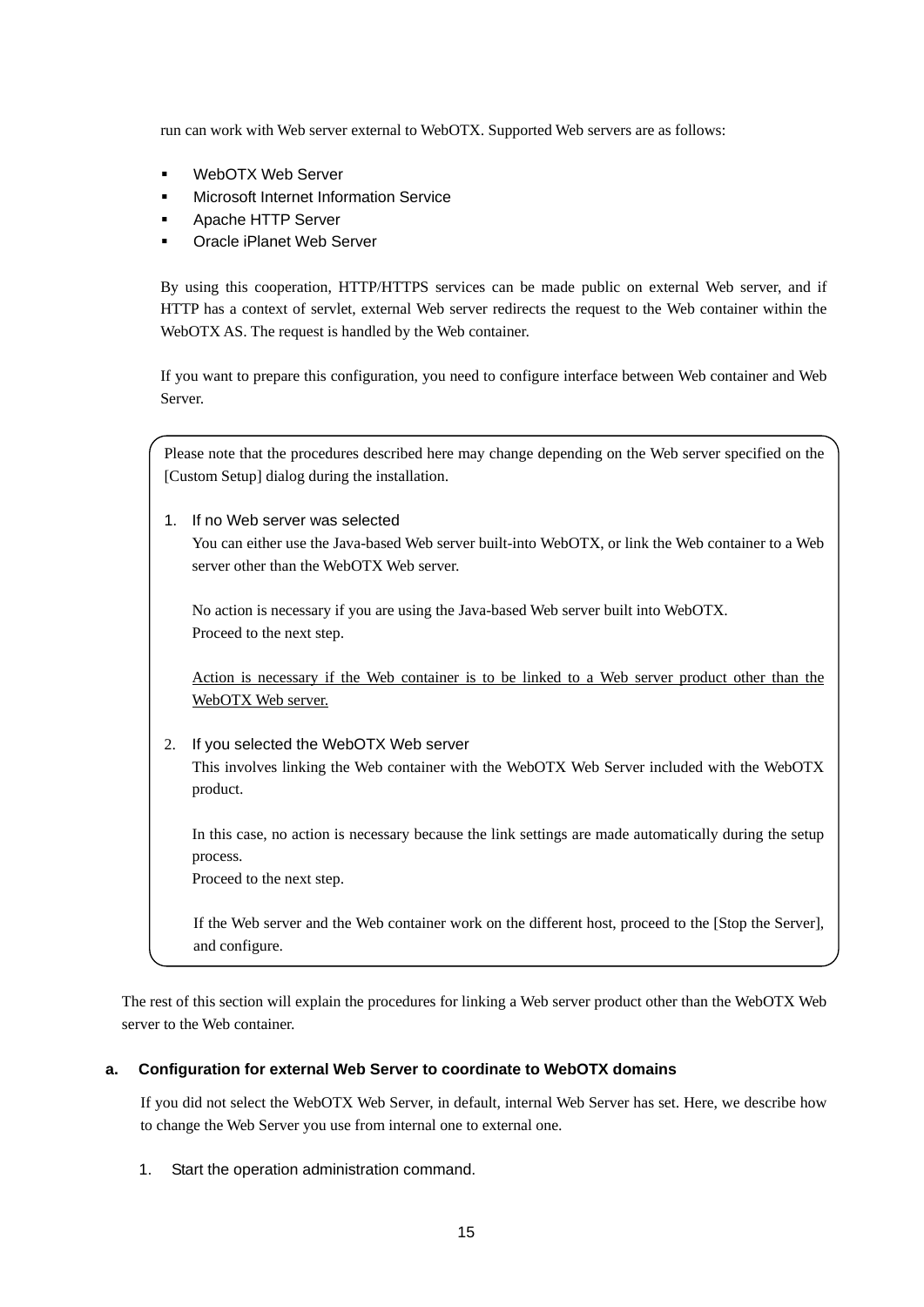run can work with Web server external to WebOTX. Supported Web servers are as follows:

- WebOTX Web Server
- Microsoft Internet Information Service
- Apache HTTP Server
- Oracle iPlanet Web Server

By using this cooperation, HTTP/HTTPS services can be made public on external Web server, and if HTTP has a context of servlet, external Web server redirects the request to the Web container within the WebOTX AS. The request is handled by the Web container.

If you want to prepare this configuration, you need to configure interface between Web container and Web Server.

> Please note that the procedures described here may change depending on the Web server specified on the [Custom Setup] dialog during the installation.
>
> 1. If no Web server was selected
>    You can either use the Java-based Web server built-into WebOTX, or link the Web container to a Web server other than the WebOTX Web server.
>
>    No action is necessary if you are using the Java-based Web server built into WebOTX.
>    Proceed to the next step.
>
>    <u>Action is necessary if the Web container is to be linked to a Web server product other than the WebOTX Web server.</u>
>
> 2. If you selected the WebOTX Web server
>    This involves linking the Web container with the WebOTX Web Server included with the WebOTX product.
>
>    In this case, no action is necessary because the link settings are made automatically during the setup process.
>    Proceed to the next step.
>
>    If the Web server and the Web container work on the different host, proceed to the [Stop the Server], and configure.

The rest of this section will explain the procedures for linking a Web server product other than the WebOTX Web server to the Web container.

**a. Configuration for external Web Server to coordinate to WebOTX domains**

If you did not select the WebOTX Web Server, in default, internal Web Server has set. Here, we describe how to change the Web Server you use from internal one to external one.

1. Start the operation administration command.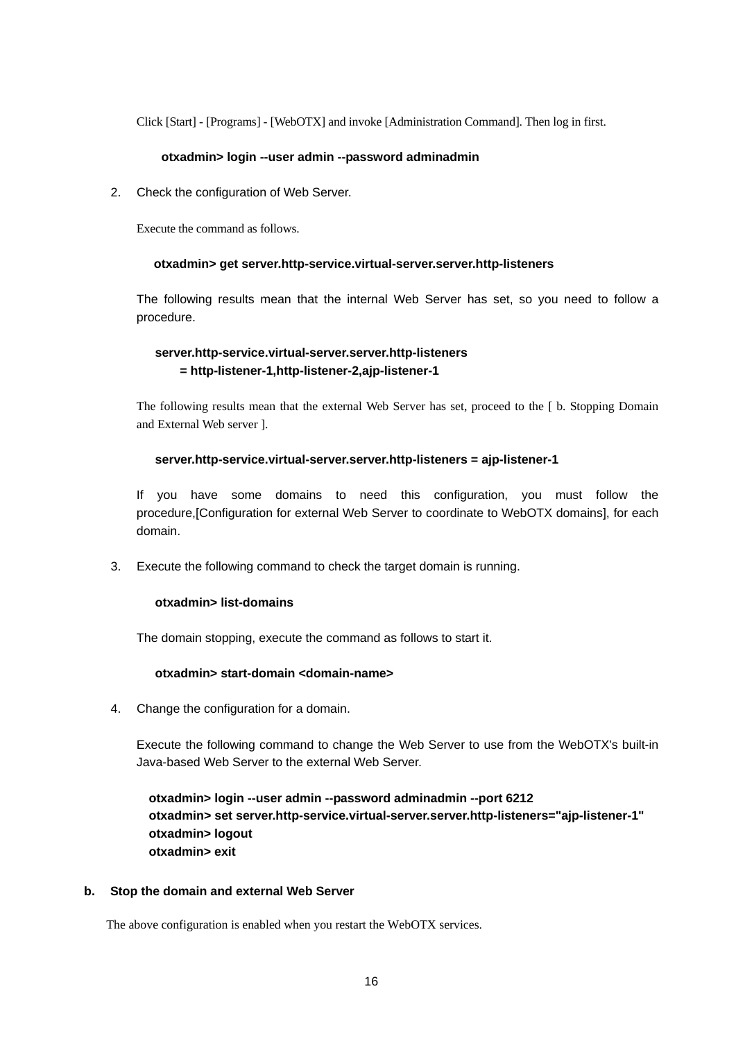Click [Start] - [Programs] - [WebOTX] and invoke [Administration Command]. Then log in first.

```
otxadmin> login --user admin --password adminadmin
```

2. Check the configuration of Web Server.

   Execute the command as follows.

```
otxadmin> get server.http-service.virtual-server.server.http-listeners
```

   The following results mean that the internal Web Server has set, so you need to follow a procedure.

```
server.http-service.virtual-server.server.http-listeners
     = http-listener-1,http-listener-2,ajp-listener-1
```

   The following results mean that the external Web Server has set, proceed to the [ b. Stopping Domain and External Web server ].

```
server.http-service.virtual-server.server.http-listeners = ajp-listener-1
```

   If you have some domains to need this configuration, you must follow the procedure,[Configuration for external Web Server to coordinate to WebOTX domains], for each domain.

3. Execute the following command to check the target domain is running.

```
otxadmin> list-domains
```

   The domain stopping, execute the command as follows to start it.

```
otxadmin> start-domain <domain-name>
```

4. Change the configuration for a domain.

   Execute the following command to change the Web Server to use from the WebOTX's built-in Java-based Web Server to the external Web Server.

```
otxadmin> login --user admin --password adminadmin --port 6212
otxadmin> set server.http-service.virtual-server.server.http-listeners="ajp-listener-1"
otxadmin> logout
otxadmin> exit
```

**b. Stop the domain and external Web Server**

The above configuration is enabled when you restart the WebOTX services.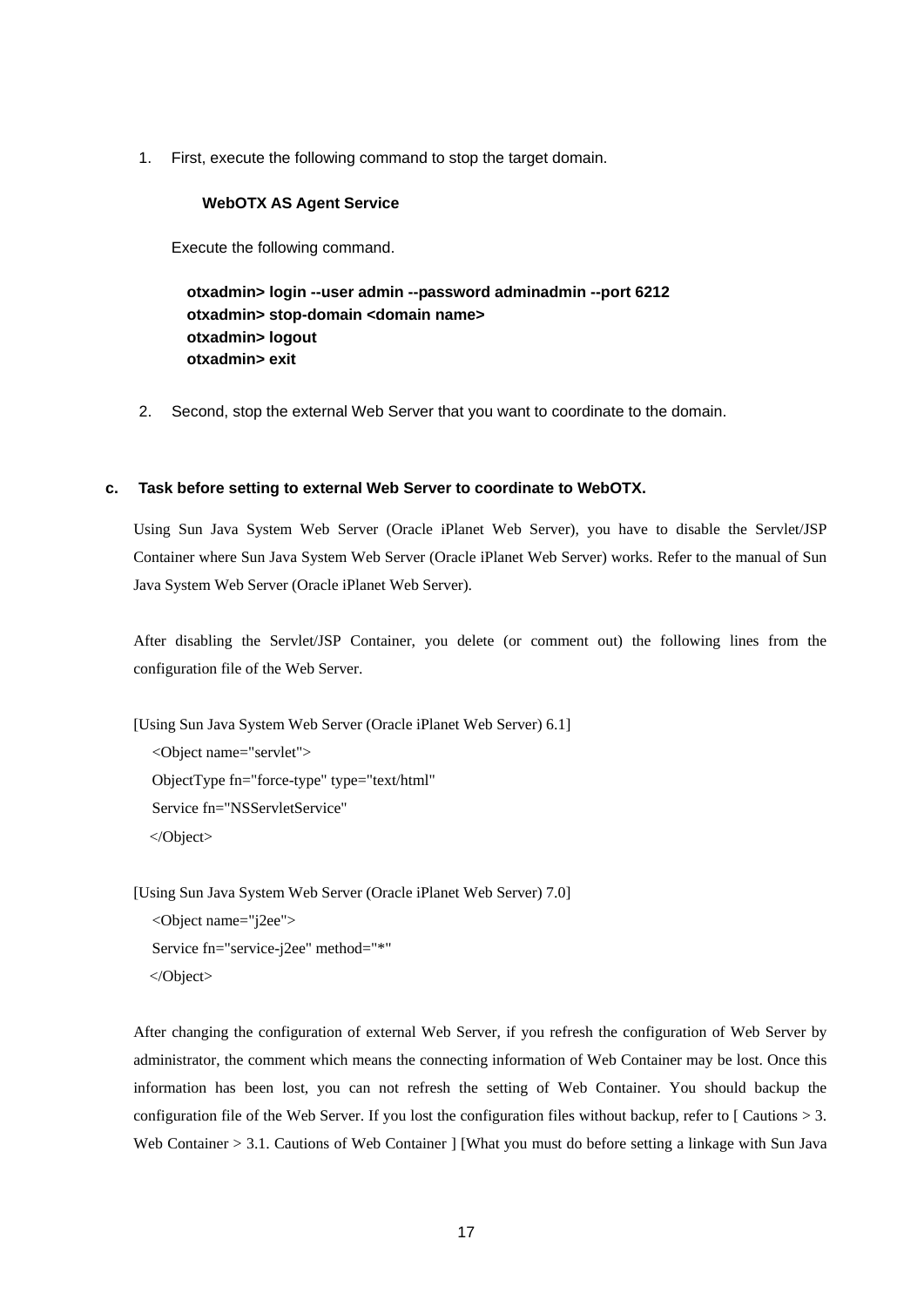1. First, execute the following command to stop the target domain.

   **WebOTX AS Agent Service**

   Execute the following command.

   ```
   otxadmin> login --user admin --password adminadmin --port 6212
   otxadmin> stop-domain <domain name>
   otxadmin> logout
   otxadmin> exit
   ```

2. Second, stop the external Web Server that you want to coordinate to the domain.

### c. Task before setting to external Web Server to coordinate to WebOTX.

Using Sun Java System Web Server (Oracle iPlanet Web Server), you have to disable the Servlet/JSP Container where Sun Java System Web Server (Oracle iPlanet Web Server) works. Refer to the manual of Sun Java System Web Server (Oracle iPlanet Web Server).

After disabling the Servlet/JSP Container, you delete (or comment out) the following lines from the configuration file of the Web Server.

[Using Sun Java System Web Server (Oracle iPlanet Web Server) 6.1]

```
<Object name="servlet">
ObjectType fn="force-type" type="text/html"
Service fn="NSServletService"
</Object>
```

[Using Sun Java System Web Server (Oracle iPlanet Web Server) 7.0]

```
<Object name="j2ee">
Service fn="service-j2ee" method="*"
</Object>
```

After changing the configuration of external Web Server, if you refresh the configuration of Web Server by administrator, the comment which means the connecting information of Web Container may be lost. Once this information has been lost, you can not refresh the setting of Web Container. You should backup the configuration file of the Web Server. If you lost the configuration files without backup, refer to [ Cautions > 3. Web Container > 3.1. Cautions of Web Container ] [What you must do before setting a linkage with Sun Java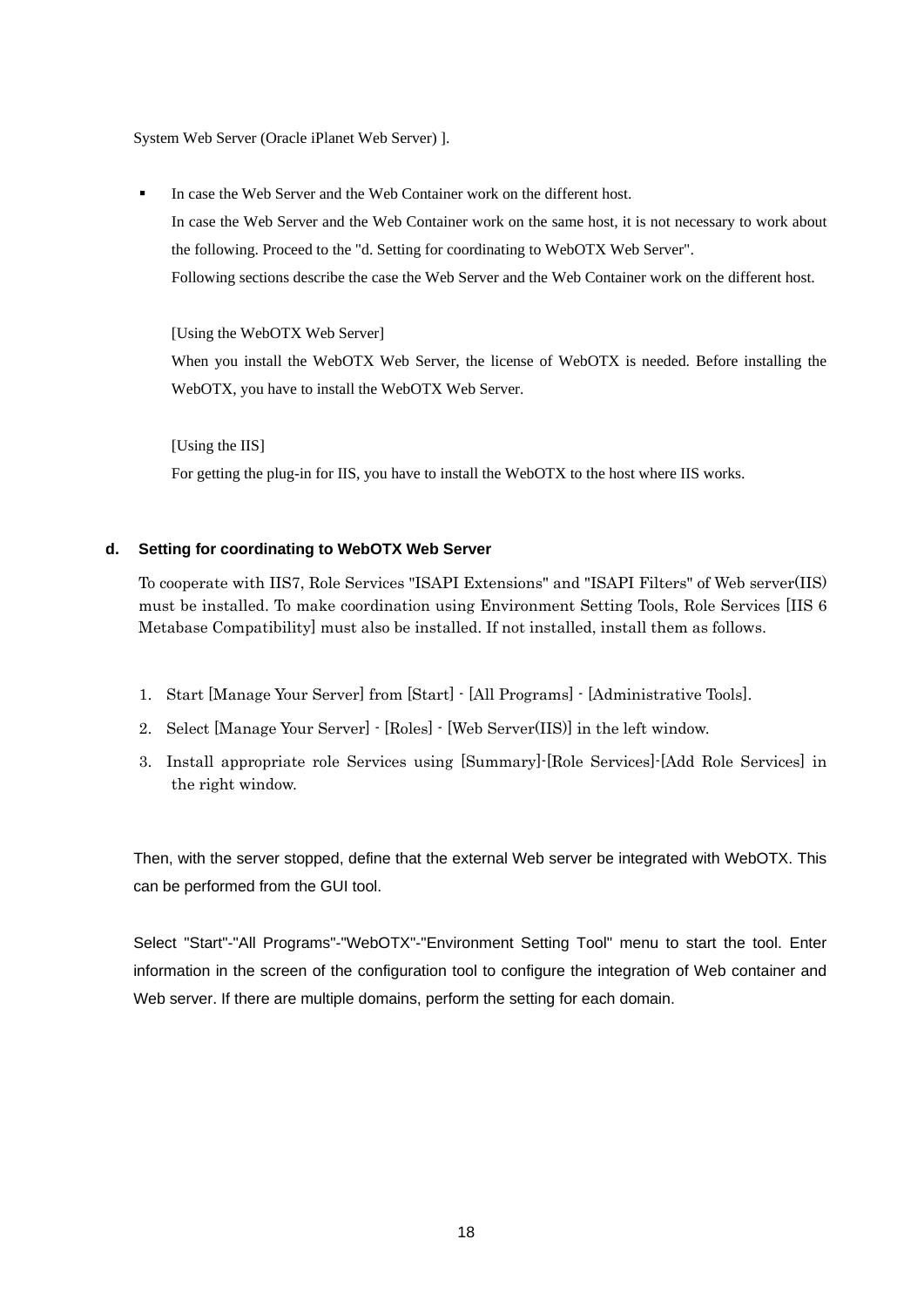System Web Server (Oracle iPlanet Web Server) ].

- In case the Web Server and the Web Container work on the different host.
  In case the Web Server and the Web Container work on the same host, it is not necessary to work about the following. Proceed to the "d. Setting for coordinating to WebOTX Web Server".
  Following sections describe the case the Web Server and the Web Container work on the different host.

  [Using the WebOTX Web Server]
  When you install the WebOTX Web Server, the license of WebOTX is needed. Before installing the WebOTX, you have to install the WebOTX Web Server.

  [Using the IIS]
  For getting the plug-in for IIS, you have to install the WebOTX to the host where IIS works.

### d. Setting for coordinating to WebOTX Web Server

To cooperate with IIS7, Role Services "ISAPI Extensions" and "ISAPI Filters" of Web server(IIS) must be installed. To make coordination using Environment Setting Tools, Role Services [IIS 6 Metabase Compatibility] must also be installed. If not installed, install them as follows.

1. Start [Manage Your Server] from [Start] - [All Programs] - [Administrative Tools].
2. Select [Manage Your Server] - [Roles] - [Web Server(IIS)] in the left window.
3. Install appropriate role Services using [Summary]-[Role Services]-[Add Role Services] in the right window.

Then, with the server stopped, define that the external Web server be integrated with WebOTX. This can be performed from the GUI tool.

Select "Start"-"All Programs"-"WebOTX"-"Environment Setting Tool" menu to start the tool. Enter information in the screen of the configuration tool to configure the integration of Web container and Web server. If there are multiple domains, perform the setting for each domain.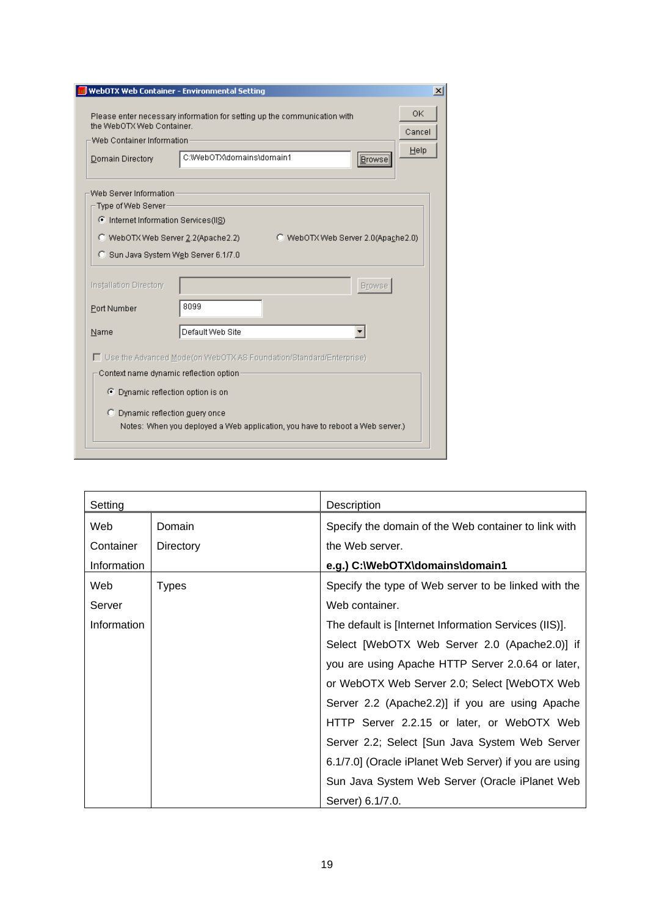| Setting | | Description |
|---|---|---|
| Web Container Information | Domain Directory | Specify the domain of the Web container to link with the Web server.<br>**e.g.) C:\WebOTX\domains\domain1** |
| Web Server Information | Types | Specify the type of Web server to be linked with the Web container.<br>The default is [Internet Information Services (IIS)].<br>Select [WebOTX Web Server 2.0 (Apache2.0)] if you are using Apache HTTP Server 2.0.64 or later, or WebOTX Web Server 2.0; Select [WebOTX Web Server 2.2 (Apache2.2)] if you are using Apache HTTP Server 2.2.15 or later, or WebOTX Web Server 2.2; Select [Sun Java System Web Server 6.1/7.0] (Oracle iPlanet Web Server) if you are using Sun Java System Web Server (Oracle iPlanet Web Server) 6.1/7.0. |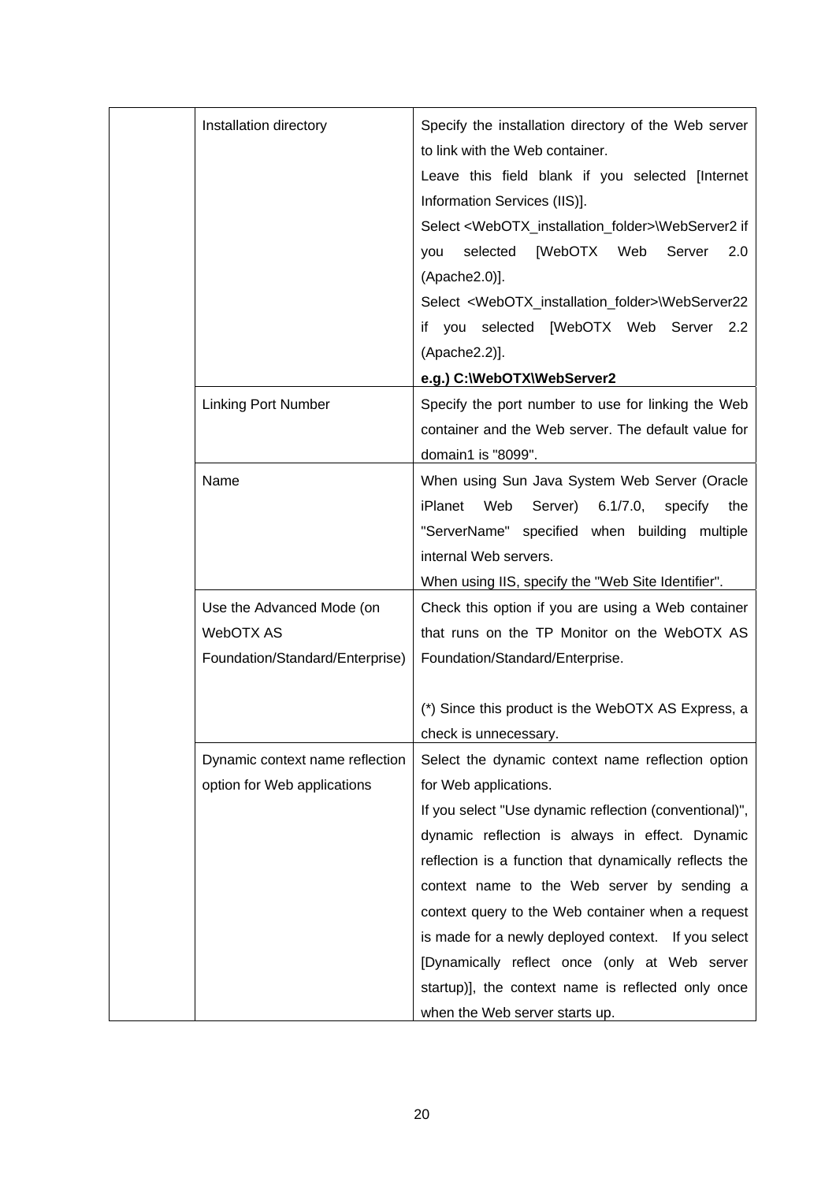|  |  |  |
|---|---|---|
|  | Installation directory | Specify the installation directory of the Web server to link with the Web container.<br>Leave this field blank if you selected [Internet Information Services (IIS)].<br>Select <WebOTX_installation_folder>\WebServer2 if you selected [WebOTX Web Server 2.0 (Apache2.0)].<br>Select <WebOTX_installation_folder>\WebServer22 if you selected [WebOTX Web Server 2.2 (Apache2.2)].<br>**e.g.) C:\WebOTX\WebServer2** |
|  | Linking Port Number | Specify the port number to use for linking the Web container and the Web server. The default value for domain1 is "8099". |
|  | Name | When using Sun Java System Web Server (Oracle iPlanet Web Server) 6.1/7.0, specify the "ServerName" specified when building multiple internal Web servers.<br>When using IIS, specify the "Web Site Identifier". |
|  | Use the Advanced Mode (on WebOTX AS Foundation/Standard/Enterprise) | Check this option if you are using a Web container that runs on the TP Monitor on the WebOTX AS Foundation/Standard/Enterprise.<br><br>(*) Since this product is the WebOTX AS Express, a check is unnecessary. |
|  | Dynamic context name reflection option for Web applications | Select the dynamic context name reflection option for Web applications.<br>If you select "Use dynamic reflection (conventional)", dynamic reflection is always in effect. Dynamic reflection is a function that dynamically reflects the context name to the Web server by sending a context query to the Web container when a request is made for a newly deployed context. If you select [Dynamically reflect once (only at Web server startup)], the context name is reflected only once when the Web server starts up. |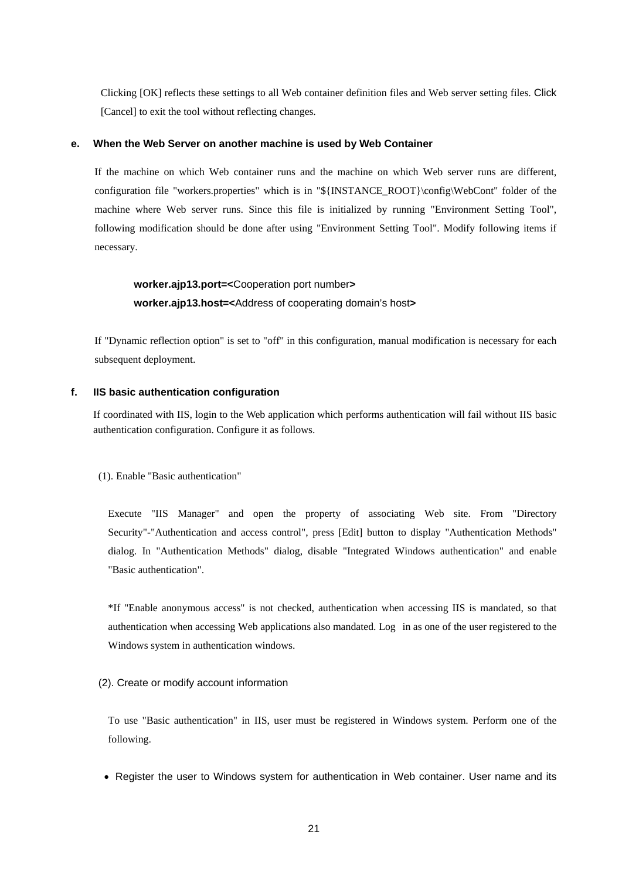Clicking [OK] reflects these settings to all Web container definition files and Web server setting files. Click [Cancel] to exit the tool without reflecting changes.

### e. When the Web Server on another machine is used by Web Container

If the machine on which Web container runs and the machine on which Web server runs are different, configuration file "workers.properties" which is in "${INSTANCE_ROOT}\config\WebCont" folder of the machine where Web server runs. Since this file is initialized by running "Environment Setting Tool", following modification should be done after using "Environment Setting Tool". Modify following items if necessary.

**worker.ajp13.port=<**Cooperation port number**>**
**worker.ajp13.host=<**Address of cooperating domain's host**>**

If "Dynamic reflection option" is set to "off" in this configuration, manual modification is necessary for each subsequent deployment.

### f. IIS basic authentication configuration

If coordinated with IIS, login to the Web application which performs authentication will fail without IIS basic authentication configuration. Configure it as follows.

(1). Enable "Basic authentication"

Execute "IIS Manager" and open the property of associating Web site. From "Directory Security"-"Authentication and access control", press [Edit] button to display "Authentication Methods" dialog. In "Authentication Methods" dialog, disable "Integrated Windows authentication" and enable "Basic authentication".

*If "Enable anonymous access" is not checked, authentication when accessing IIS is mandated, so that authentication when accessing Web applications also mandated. Log in as one of the user registered to the Windows system in authentication windows.

(2). Create or modify account information

To use "Basic authentication" in IIS, user must be registered in Windows system. Perform one of the following.

- Register the user to Windows system for authentication in Web container. User name and its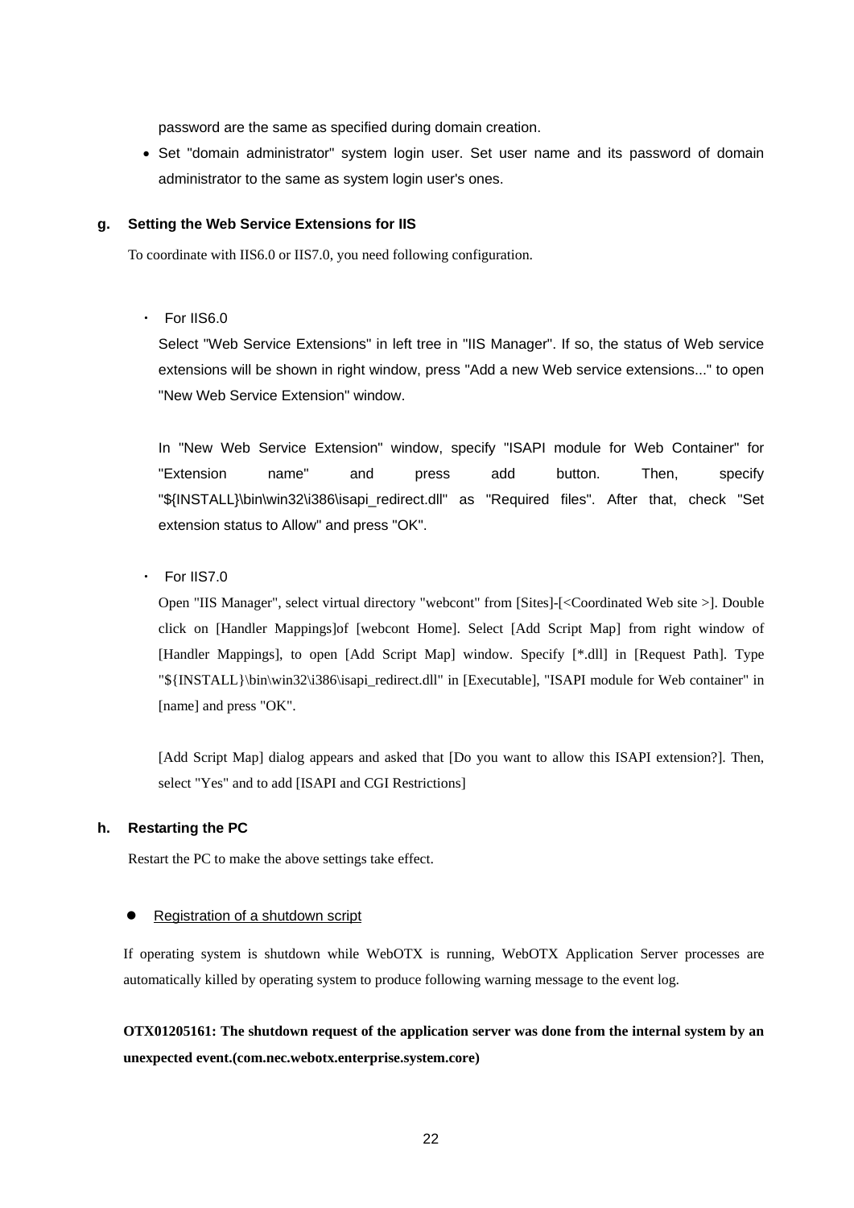password are the same as specified during domain creation.

- Set "domain administrator" system login user. Set user name and its password of domain administrator to the same as system login user's ones.

**g. Setting the Web Service Extensions for IIS**

To coordinate with IIS6.0 or IIS7.0, you need following configuration.

・ For IIS6.0

Select "Web Service Extensions" in left tree in "IIS Manager". If so, the status of Web service extensions will be shown in right window, press "Add a new Web service extensions..." to open "New Web Service Extension" window.

In "New Web Service Extension" window, specify "ISAPI module for Web Container" for "Extension name" and press add button. Then, specify "${INSTALL}\bin\win32\i386\isapi_redirect.dll" as "Required files". After that, check "Set extension status to Allow" and press "OK".

・ For IIS7.0

Open "IIS Manager", select virtual directory "webcont" from [Sites]-[<Coordinated Web site >]. Double click on [Handler Mappings]of [webcont Home]. Select [Add Script Map] from right window of [Handler Mappings], to open [Add Script Map] window. Specify [*.dll] in [Request Path]. Type "${INSTALL}\bin\win32\i386\isapi_redirect.dll" in [Executable], "ISAPI module for Web container" in [name] and press "OK".

[Add Script Map] dialog appears and asked that [Do you want to allow this ISAPI extension?]. Then, select "Yes" and to add [ISAPI and CGI Restrictions]

**h. Restarting the PC**

Restart the PC to make the above settings take effect.

- Registration of a shutdown script

If operating system is shutdown while WebOTX is running, WebOTX Application Server processes are automatically killed by operating system to produce following warning message to the event log.

**OTX01205161: The shutdown request of the application server was done from the internal system by an unexpected event.(com.nec.webotx.enterprise.system.core)**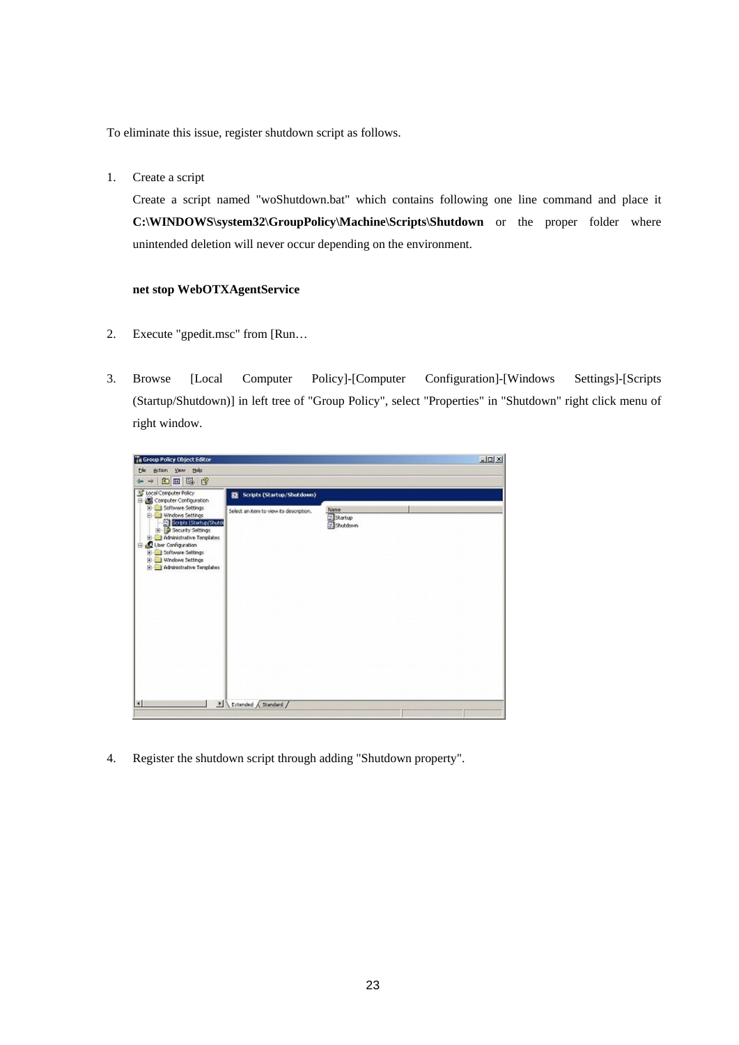To eliminate this issue, register shutdown script as follows.

1. Create a script

   Create a script named "woShutdown.bat" which contains following one line command and place it **C:\WINDOWS\system32\GroupPolicy\Machine\Scripts\Shutdown** or the proper folder where unintended deletion will never occur depending on the environment.

   **net stop WebOTXAgentService**

2. Execute "gpedit.msc" from [Run…

3. Browse [Local Computer Policy]-[Computer Configuration]-[Windows Settings]-[Scripts (Startup/Shutdown)] in left tree of "Group Policy", select "Properties" in "Shutdown" right click menu of right window.

4. Register the shutdown script through adding "Shutdown property".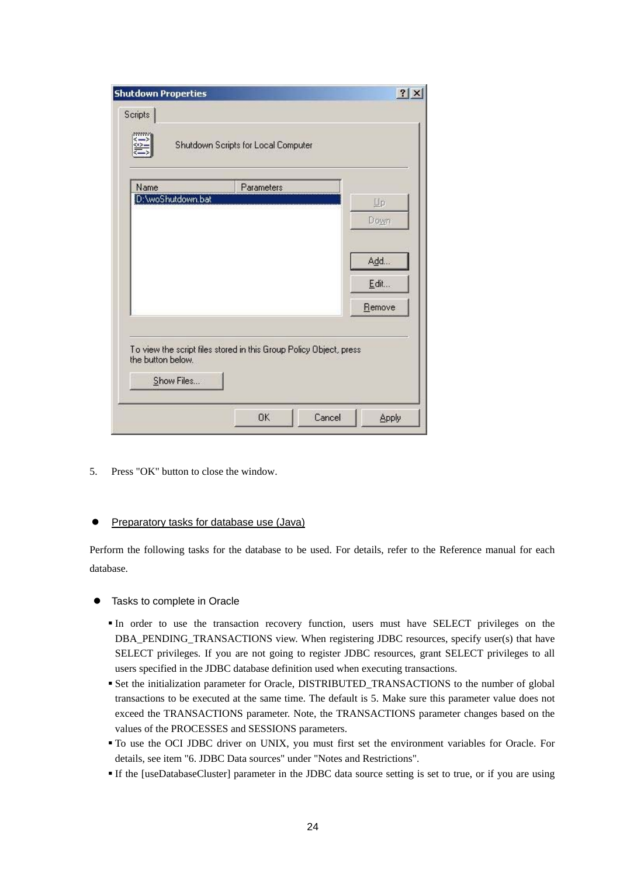5. Press "OK" button to close the window.

- Preparatory tasks for database use (Java)

Perform the following tasks for the database to be used. For details, refer to the Reference manual for each database.

- Tasks to complete in Oracle

  - In order to use the transaction recovery function, users must have SELECT privileges on the DBA_PENDING_TRANSACTIONS view. When registering JDBC resources, specify user(s) that have SELECT privileges. If you are not going to register JDBC resources, grant SELECT privileges to all users specified in the JDBC database definition used when executing transactions.
  - Set the initialization parameter for Oracle, DISTRIBUTED_TRANSACTIONS to the number of global transactions to be executed at the same time. The default is 5. Make sure this parameter value does not exceed the TRANSACTIONS parameter. Note, the TRANSACTIONS parameter changes based on the values of the PROCESSES and SESSIONS parameters.
  - To use the OCI JDBC driver on UNIX, you must first set the environment variables for Oracle. For details, see item "6. JDBC Data sources" under "Notes and Restrictions".
  - If the [useDatabaseCluster] parameter in the JDBC data source setting is set to true, or if you are using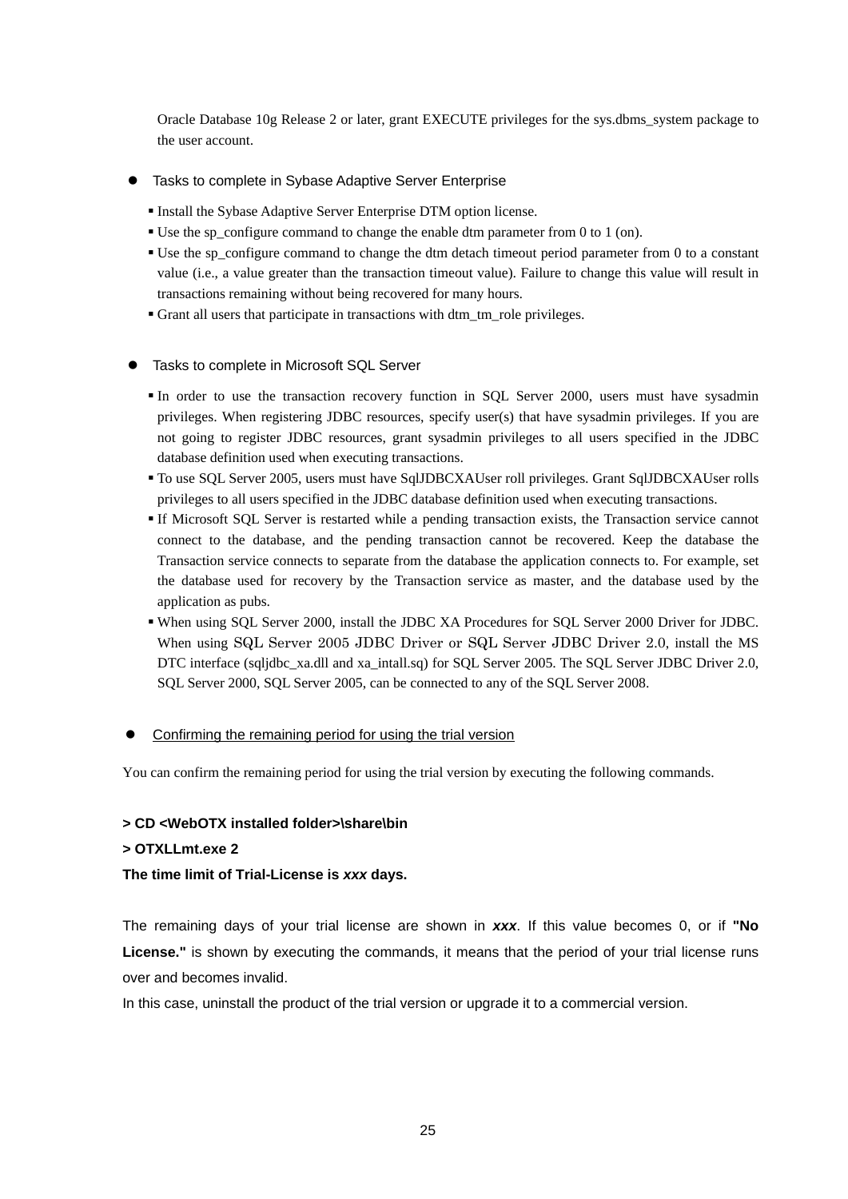Oracle Database 10g Release 2 or later, grant EXECUTE privileges for the sys.dbms_system package to the user account.

- Tasks to complete in Sybase Adaptive Server Enterprise
  - Install the Sybase Adaptive Server Enterprise DTM option license.
  - Use the sp_configure command to change the enable dtm parameter from 0 to 1 (on).
  - Use the sp_configure command to change the dtm detach timeout period parameter from 0 to a constant value (i.e., a value greater than the transaction timeout value). Failure to change this value will result in transactions remaining without being recovered for many hours.
  - Grant all users that participate in transactions with dtm_tm_role privileges.

- Tasks to complete in Microsoft SQL Server
  - In order to use the transaction recovery function in SQL Server 2000, users must have sysadmin privileges. When registering JDBC resources, specify user(s) that have sysadmin privileges. If you are not going to register JDBC resources, grant sysadmin privileges to all users specified in the JDBC database definition used when executing transactions.
  - To use SQL Server 2005, users must have SqlJDBCXAUser roll privileges. Grant SqlJDBCXAUser rolls privileges to all users specified in the JDBC database definition used when executing transactions.
  - If Microsoft SQL Server is restarted while a pending transaction exists, the Transaction service cannot connect to the database, and the pending transaction cannot be recovered. Keep the database the Transaction service connects to separate from the database the application connects to. For example, set the database used for recovery by the Transaction service as master, and the database used by the application as pubs.
  - When using SQL Server 2000, install the JDBC XA Procedures for SQL Server 2000 Driver for JDBC. When using SQL Server 2005 JDBC Driver or SQL Server JDBC Driver 2.0, install the MS DTC interface (sqljdbc_xa.dll and xa_intall.sq) for SQL Server 2005. The SQL Server JDBC Driver 2.0, SQL Server 2000, SQL Server 2005, can be connected to any of the SQL Server 2008.

- <u>Confirming the remaining period for using the trial version</u>

You can confirm the remaining period for using the trial version by executing the following commands.

**> CD <WebOTX installed folder>\share\bin**
**> OTXLLmt.exe 2**
**The time limit of Trial-License is *xxx* days.**

The remaining days of your trial license are shown in ***xxx***. If this value becomes 0, or if **"No License."** is shown by executing the commands, it means that the period of your trial license runs over and becomes invalid.
In this case, uninstall the product of the trial version or upgrade it to a commercial version.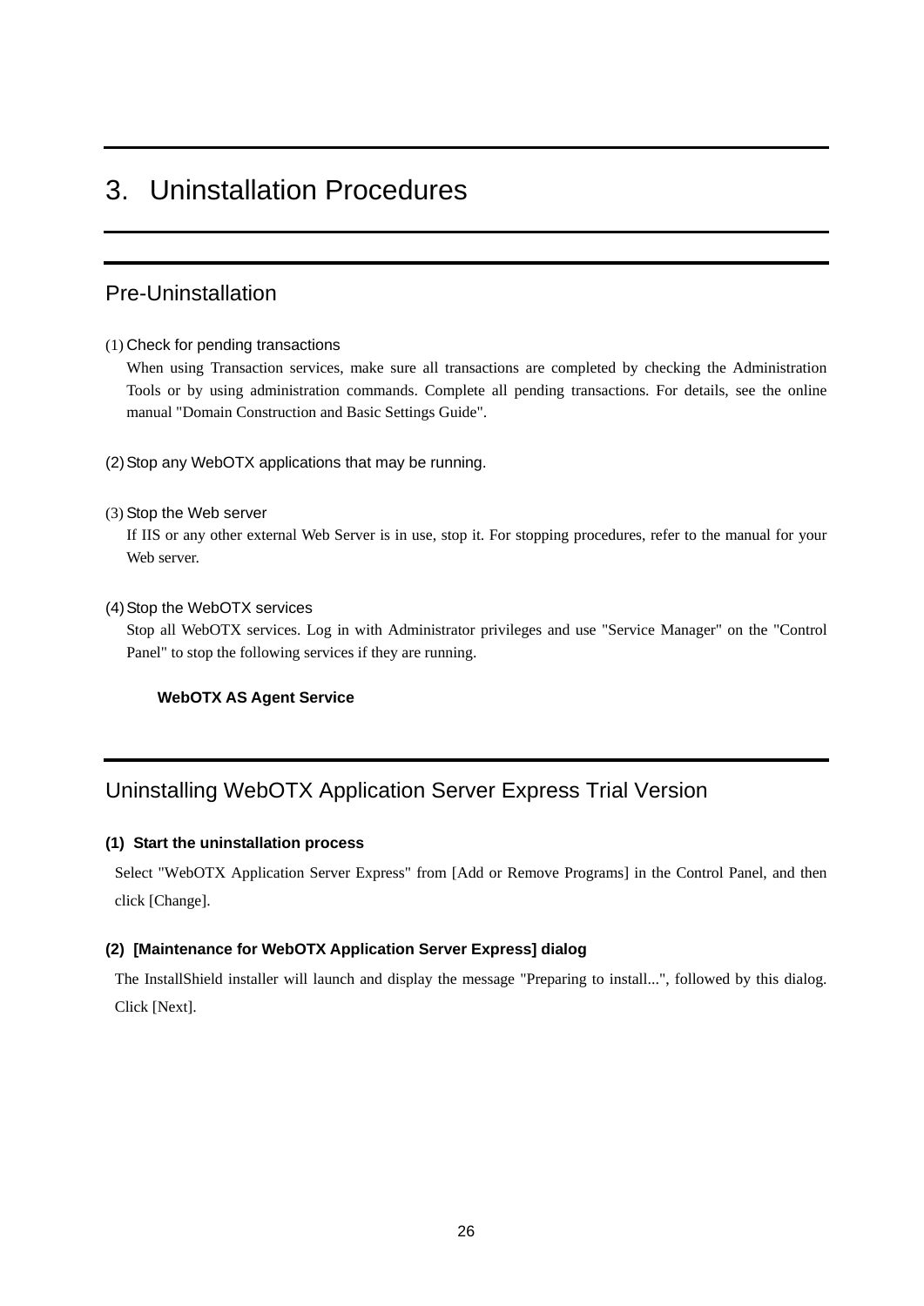# 3. Uninstallation Procedures

## Pre-Uninstallation

(1) Check for pending transactions

When using Transaction services, make sure all transactions are completed by checking the Administration Tools or by using administration commands. Complete all pending transactions. For details, see the online manual "Domain Construction and Basic Settings Guide".

(2) Stop any WebOTX applications that may be running.

(3) Stop the Web server

If IIS or any other external Web Server is in use, stop it. For stopping procedures, refer to the manual for your Web server.

(4) Stop the WebOTX services

Stop all WebOTX services. Log in with Administrator privileges and use "Service Manager" on the "Control Panel" to stop the following services if they are running.

**WebOTX AS Agent Service**

## Uninstalling WebOTX Application Server Express Trial Version

**(1) Start the uninstallation process**

Select "WebOTX Application Server Express" from [Add or Remove Programs] in the Control Panel, and then click [Change].

**(2) [Maintenance for WebOTX Application Server Express] dialog**

The InstallShield installer will launch and display the message "Preparing to install...", followed by this dialog. Click [Next].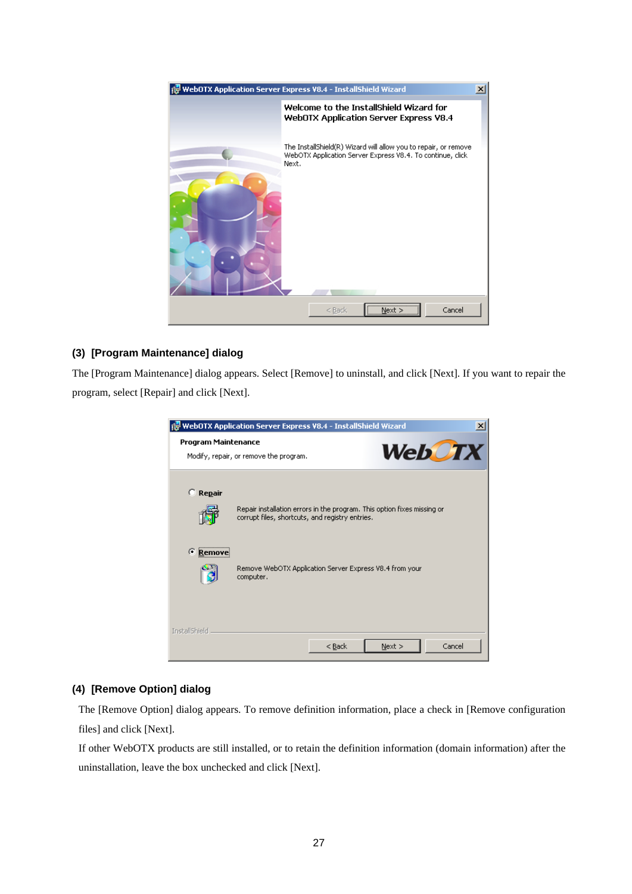### (3) [Program Maintenance] dialog

The [Program Maintenance] dialog appears. Select [Remove] to uninstall, and click [Next]. If you want to repair the program, select [Repair] and click [Next].

### (4) [Remove Option] dialog

The [Remove Option] dialog appears. To remove definition information, place a check in [Remove configuration files] and click [Next].

If other WebOTX products are still installed, or to retain the definition information (domain information) after the uninstallation, leave the box unchecked and click [Next].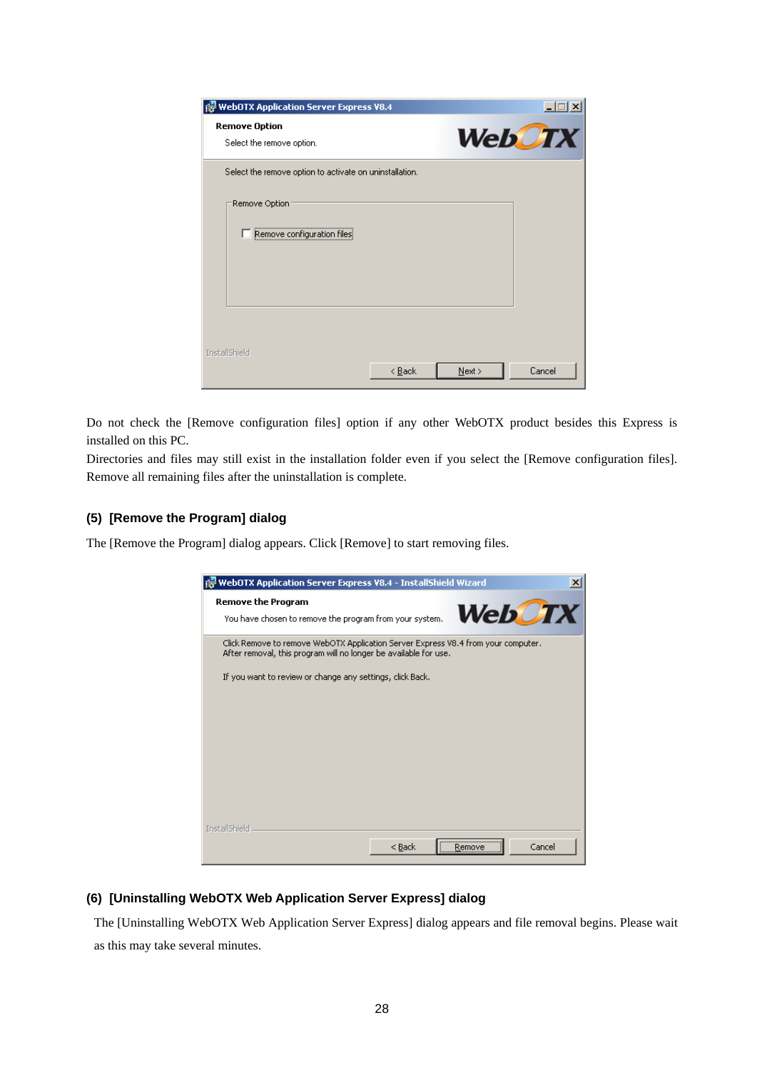Do not check the [Remove configuration files] option if any other WebOTX product besides this Express is installed on this PC.

Directories and files may still exist in the installation folder even if you select the [Remove configuration files]. Remove all remaining files after the uninstallation is complete.

#### (5) [Remove the Program] dialog

The [Remove the Program] dialog appears. Click [Remove] to start removing files.

#### (6) [Uninstalling WebOTX Web Application Server Express] dialog

The [Uninstalling WebOTX Web Application Server Express] dialog appears and file removal begins. Please wait as this may take several minutes.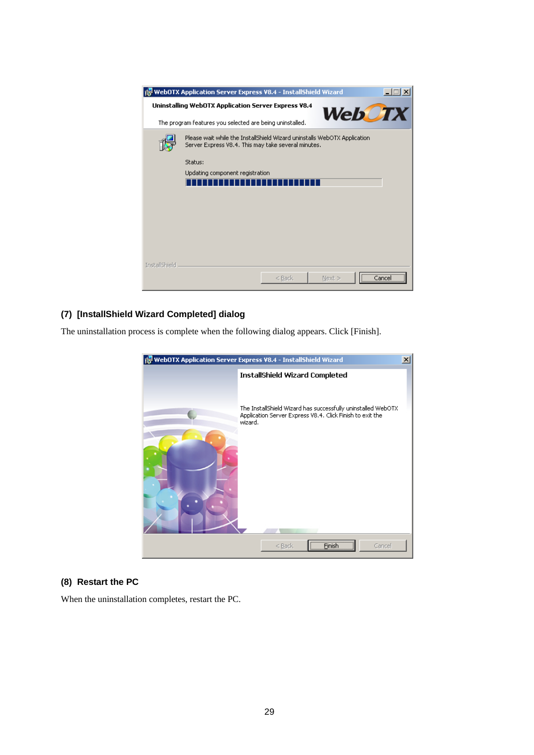### (7) [InstallShield Wizard Completed] dialog

The uninstallation process is complete when the following dialog appears. Click [Finish].

### (8) Restart the PC

When the uninstallation completes, restart the PC.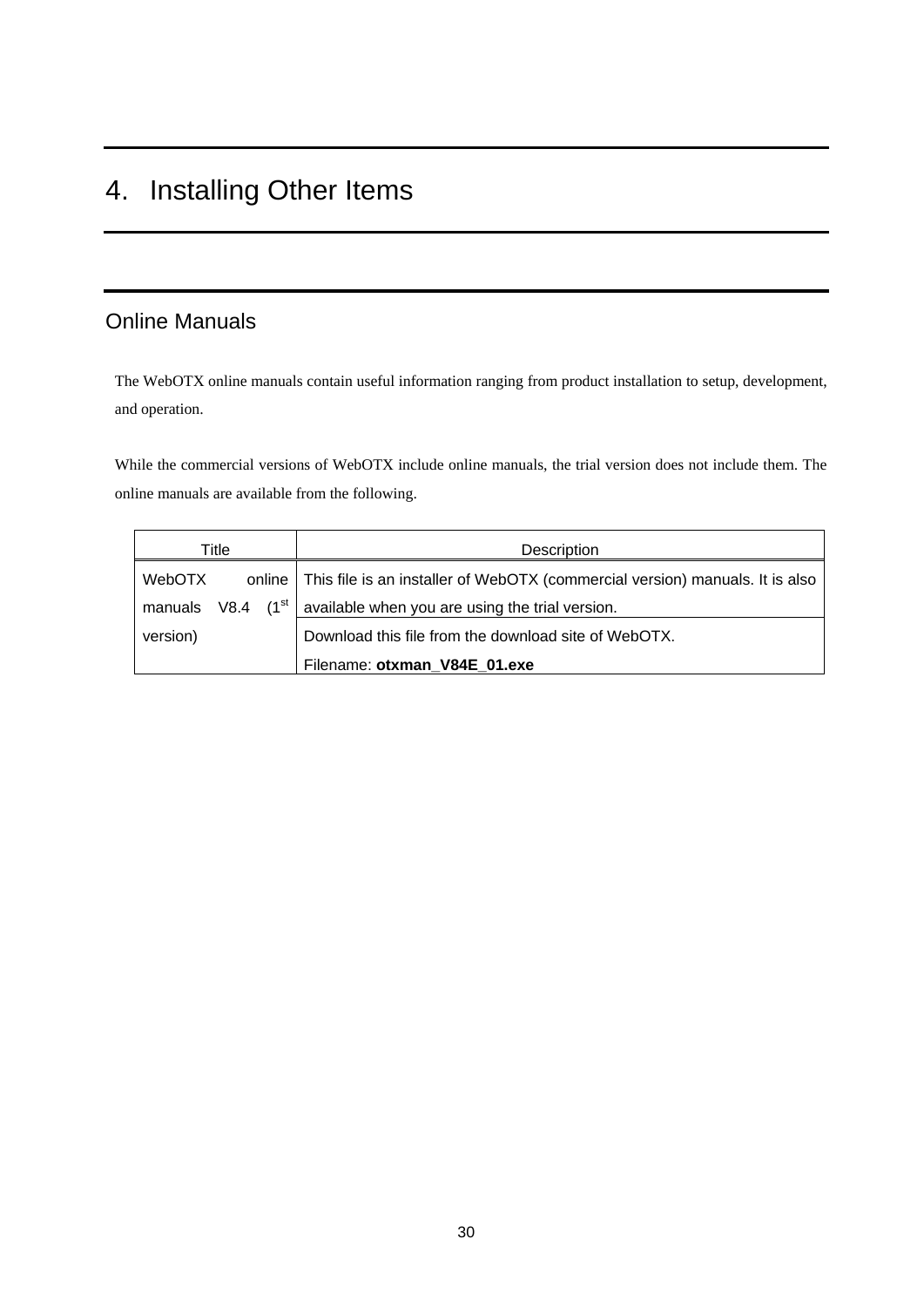# 4. Installing Other Items

## Online Manuals

The WebOTX online manuals contain useful information ranging from product installation to setup, development, and operation.

While the commercial versions of WebOTX include online manuals, the trial version does not include them. The online manuals are available from the following.

| Title | Description |
|---|---|
| WebOTX online manuals V8.4 (1st version) | This file is an installer of WebOTX (commercial version) manuals. It is also available when you are using the trial version. |
| | Download this file from the download site of WebOTX.<br>Filename: **otxman_V84E_01.exe** |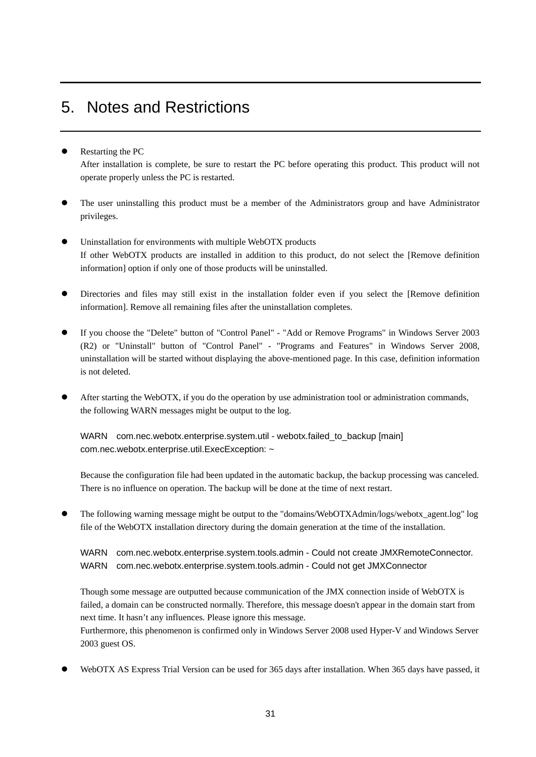# 5. Notes and Restrictions

- Restarting the PC
  After installation is complete, be sure to restart the PC before operating this product. This product will not operate properly unless the PC is restarted.

- The user uninstalling this product must be a member of the Administrators group and have Administrator privileges.

- Uninstallation for environments with multiple WebOTX products
  If other WebOTX products are installed in addition to this product, do not select the [Remove definition information] option if only one of those products will be uninstalled.

- Directories and files may still exist in the installation folder even if you select the [Remove definition information]. Remove all remaining files after the uninstallation completes.

- If you choose the "Delete" button of "Control Panel" - "Add or Remove Programs" in Windows Server 2003 (R2) or "Uninstall" button of "Control Panel" - "Programs and Features" in Windows Server 2008, uninstallation will be started without displaying the above-mentioned page. In this case, definition information is not deleted.

- After starting the WebOTX, if you do the operation by use administration tool or administration commands, the following WARN messages might be output to the log.

  ```
  WARN    com.nec.webotx.enterprise.system.util - webotx.failed_to_backup [main]
  com.nec.webotx.enterprise.util.ExecException: ~
  ```

  Because the configuration file had been updated in the automatic backup, the backup processing was canceled. There is no influence on operation. The backup will be done at the time of next restart.

- The following warning message might be output to the "domains/WebOTXAdmin/logs/webotx_agent.log" log file of the WebOTX installation directory during the domain generation at the time of the installation.

  ```
  WARN    com.nec.webotx.enterprise.system.tools.admin - Could not create JMXRemoteConnector.
  WARN    com.nec.webotx.enterprise.system.tools.admin - Could not get JMXConnector
  ```

  Though some message are outputted because communication of the JMX connection inside of WebOTX is failed, a domain can be constructed normally. Therefore, this message doesn't appear in the domain start from next time. It hasn't any influences. Please ignore this message.
  Furthermore, this phenomenon is confirmed only in Windows Server 2008 used Hyper-V and Windows Server 2003 guest OS.

- WebOTX AS Express Trial Version can be used for 365 days after installation. When 365 days have passed, it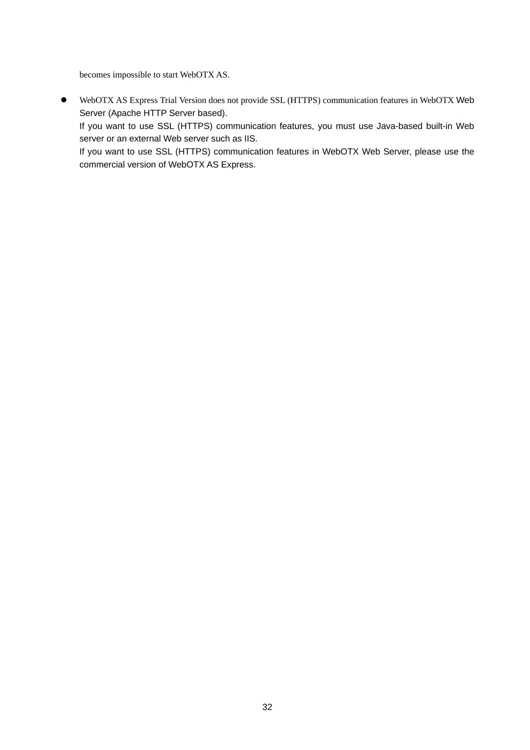becomes impossible to start WebOTX AS.

- WebOTX AS Express Trial Version does not provide SSL (HTTPS) communication features in WebOTX Web Server (Apache HTTP Server based).
  If you want to use SSL (HTTPS) communication features, you must use Java-based built-in Web server or an external Web server such as IIS.
  If you want to use SSL (HTTPS) communication features in WebOTX Web Server, please use the commercial version of WebOTX AS Express.